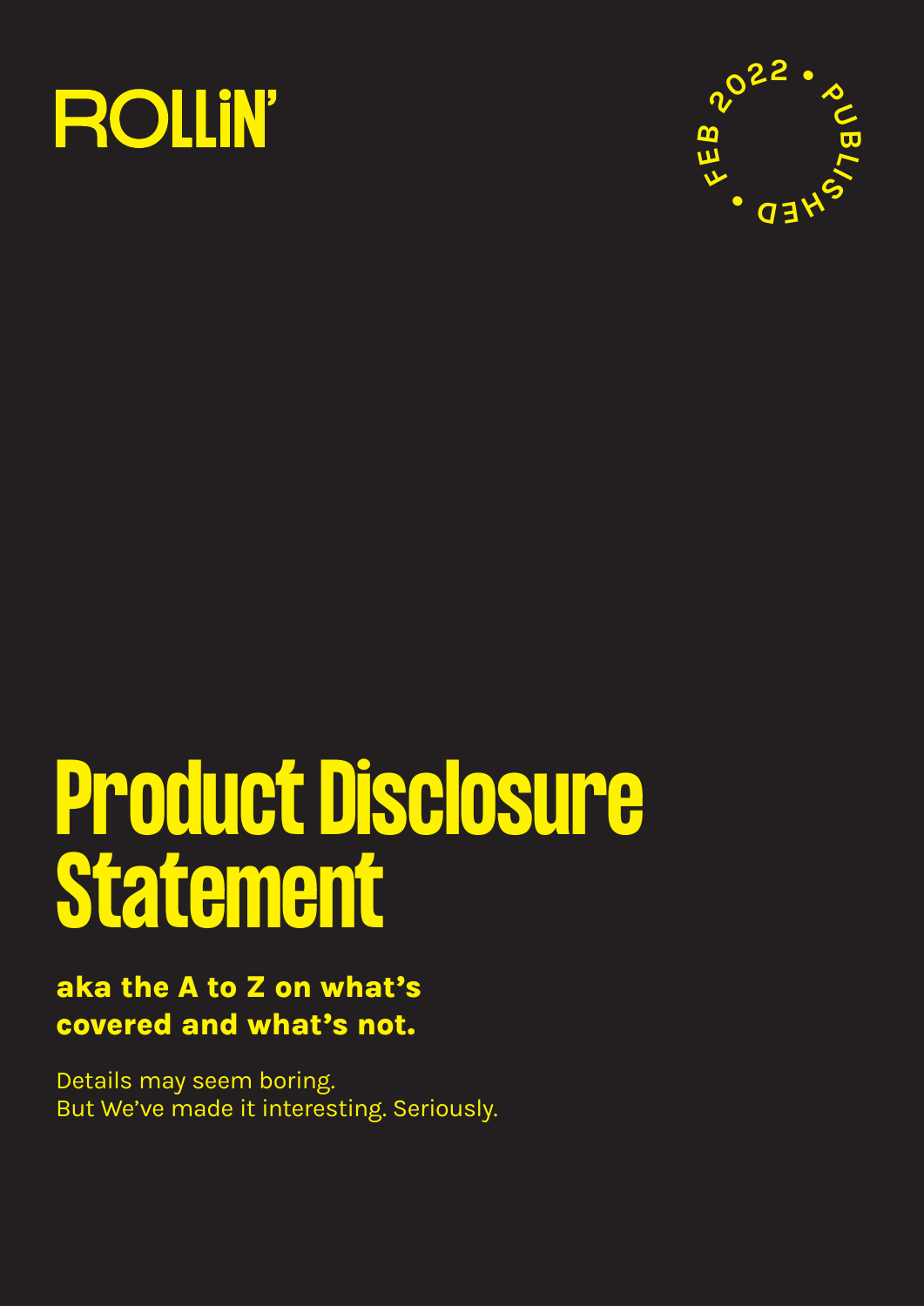ROLLiN'

FEB 2022 • PUBLISHED •

# Product Disclosure Statement

**aka the A to Z on what's covered and what's not.**

Details may seem boring.
But We've made it interesting. Seriously.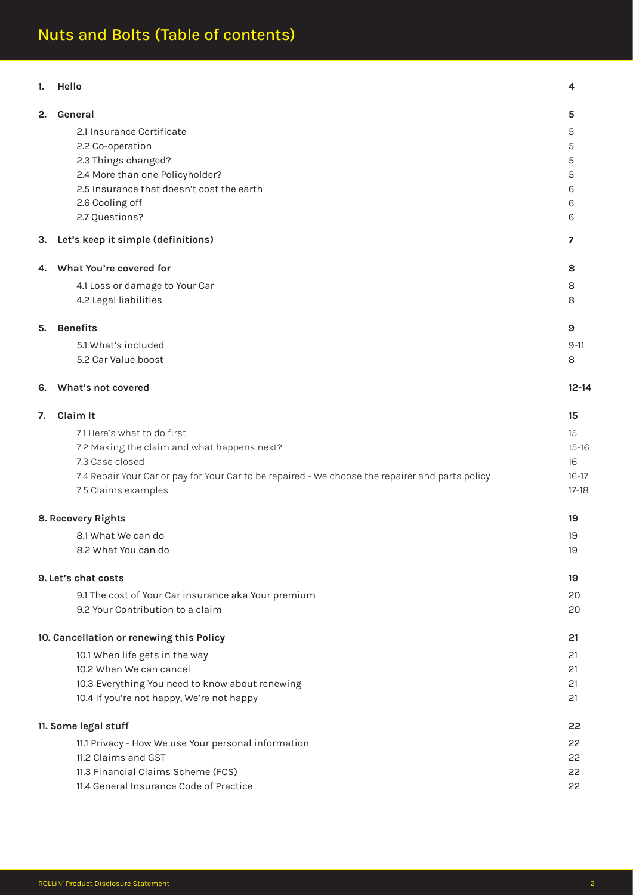# Nuts and Bolts (Table of contents)

| | | |
|---|---|---|
| **1.** | **Hello** | **4** |
| **2.** | **General** | **5** |
| | 2.1 Insurance Certificate | 5 |
| | 2.2 Co-operation | 5 |
| | 2.3 Things changed? | 5 |
| | 2.4 More than one Policyholder? | 5 |
| | 2.5 Insurance that doesn't cost the earth | 6 |
| | 2.6 Cooling off | 6 |
| | 2.7 Questions? | 6 |
| **3.** | **Let's keep it simple (definitions)** | **7** |
| **4.** | **What You're covered for** | **8** |
| | 4.1 Loss or damage to Your Car | 8 |
| | 4.2 Legal liabilities | 8 |
| **5.** | **Benefits** | **9** |
| | 5.1 What's included | 9-11 |
| | 5.2 Car Value boost | 8 |
| **6.** | **What's not covered** | **12-14** |
| **7.** | **Claim It** | **15** |
| | 7.1 Here's what to do first | 15 |
| | 7.2 Making the claim and what happens next? | 15-16 |
| | 7.3 Case closed | 16 |
| | 7.4 Repair Your Car or pay for Your Car to be repaired - We choose the repairer and parts policy | 16-17 |
| | 7.5 Claims examples | 17-18 |
| **8.** | **Recovery Rights** | **19** |
| | 8.1 What We can do | 19 |
| | 8.2 What You can do | 19 |
| **9.** | **Let's chat costs** | **19** |
| | 9.1 The cost of Your Car insurance aka Your premium | 20 |
| | 9.2 Your Contribution to a claim | 20 |
| **10.** | **Cancellation or renewing this Policy** | **21** |
| | 10.1 When life gets in the way | 21 |
| | 10.2 When We can cancel | 21 |
| | 10.3 Everything You need to know about renewing | 21 |
| | 10.4 If you're not happy, We're not happy | 21 |
| **11.** | **Some legal stuff** | **22** |
| | 11.1 Privacy - How We use Your personal information | 22 |
| | 11.2 Claims and GST | 22 |
| | 11.3 Financial Claims Scheme (FCS) | 22 |
| | 11.4 General Insurance Code of Practice | 22 |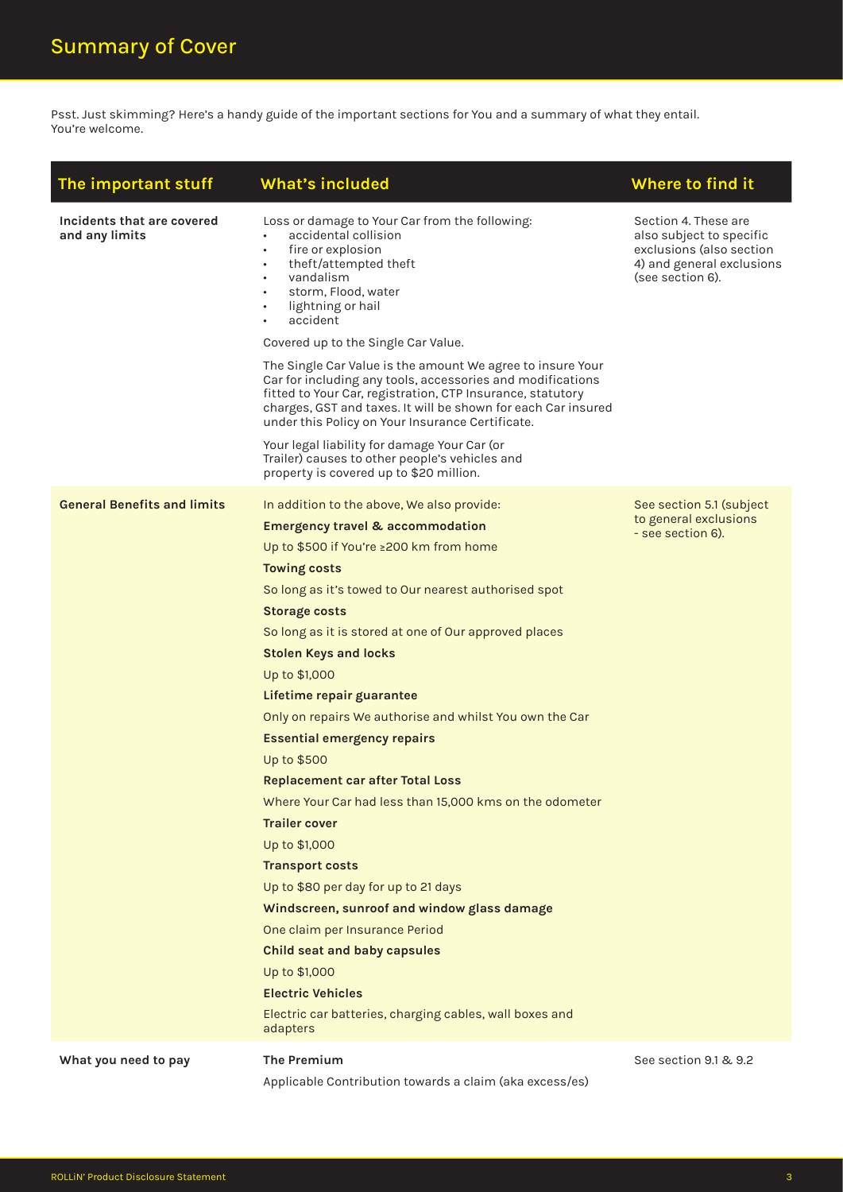# Summary of Cover

Psst. Just skimming? Here's a handy guide of the important sections for You and a summary of what they entail. You're welcome.

| The important stuff | What's included | Where to find it |
| --- | --- | --- |
| **Incidents that are covered and any limits** | Loss or damage to Your Car from the following:<br>• accidental collision<br>• fire or explosion<br>• theft/attempted theft<br>• vandalism<br>• storm, Flood, water<br>• lightning or hail<br>• accident<br><br>Covered up to the Single Car Value.<br><br>The Single Car Value is the amount We agree to insure Your Car for including any tools, accessories and modifications fitted to Your Car, registration, CTP Insurance, statutory charges, GST and taxes. It will be shown for each Car insured under this Policy on Your Insurance Certificate.<br><br>Your legal liability for damage Your Car (or Trailer) causes to other people's vehicles and property is covered up to $20 million. | Section 4. These are also subject to specific exclusions (also section 4) and general exclusions (see section 6). |
| **General Benefits and limits** | In addition to the above, We also provide:<br>**Emergency travel & accommodation**<br>Up to $500 if You're ≥200 km from home<br>**Towing costs**<br>So long as it's towed to Our nearest authorised spot<br>**Storage costs**<br>So long as it is stored at one of Our approved places<br>**Stolen Keys and locks**<br>Up to $1,000<br>**Lifetime repair guarantee**<br>Only on repairs We authorise and whilst You own the Car<br>**Essential emergency repairs**<br>Up to $500<br>**Replacement car after Total Loss**<br>Where Your Car had less than 15,000 kms on the odometer<br>**Trailer cover**<br>Up to $1,000<br>**Transport costs**<br>Up to $80 per day for up to 21 days<br>**Windscreen, sunroof and window glass damage**<br>One claim per Insurance Period<br>**Child seat and baby capsules**<br>Up to $1,000<br>**Electric Vehicles**<br>Electric car batteries, charging cables, wall boxes and adapters | See section 5.1 (subject to general exclusions - see section 6). |
| **What you need to pay** | **The Premium**<br>Applicable Contribution towards a claim (aka excess/es) | See section 9.1 & 9.2 |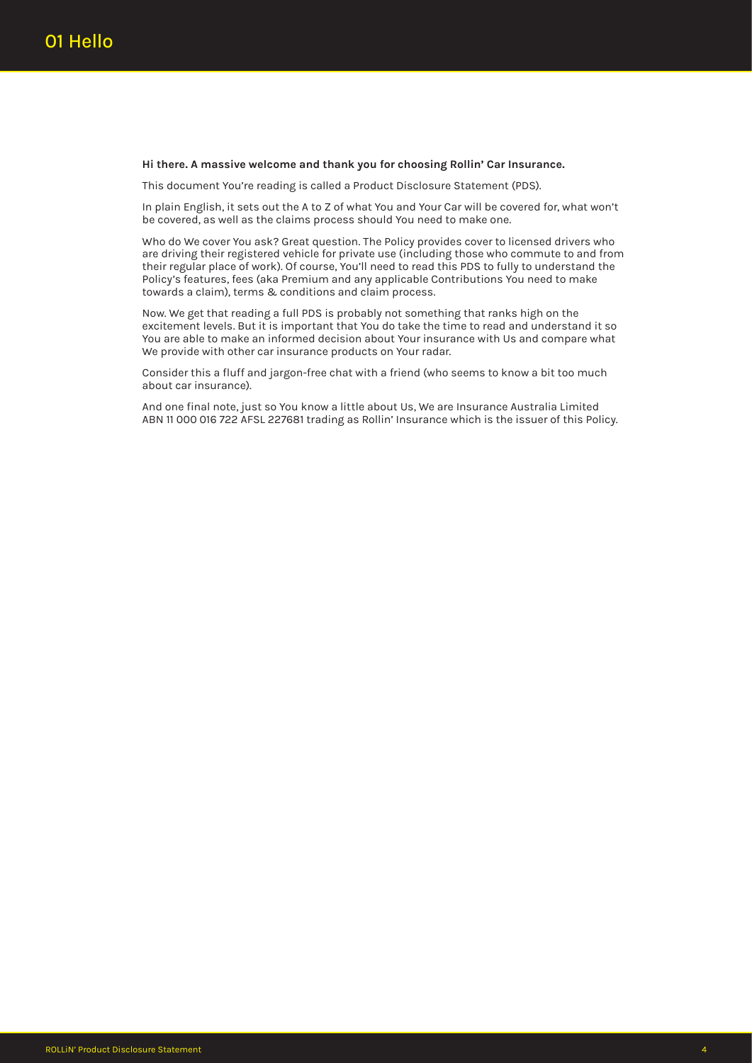# 01 Hello

**Hi there. A massive welcome and thank you for choosing Rollin' Car Insurance.**

This document You're reading is called a Product Disclosure Statement (PDS).

In plain English, it sets out the A to Z of what You and Your Car will be covered for, what won't be covered, as well as the claims process should You need to make one.

Who do We cover You ask? Great question. The Policy provides cover to licensed drivers who are driving their registered vehicle for private use (including those who commute to and from their regular place of work). Of course, You'll need to read this PDS to fully to understand the Policy's features, fees (aka Premium and any applicable Contributions You need to make towards a claim), terms & conditions and claim process.

Now. We get that reading a full PDS is probably not something that ranks high on the excitement levels. But it is important that You do take the time to read and understand it so You are able to make an informed decision about Your insurance with Us and compare what We provide with other car insurance products on Your radar.

Consider this a fluff and jargon-free chat with a friend (who seems to know a bit too much about car insurance).

And one final note, just so You know a little about Us, We are Insurance Australia Limited ABN 11 000 016 722 AFSL 227681 trading as Rollin' Insurance which is the issuer of this Policy.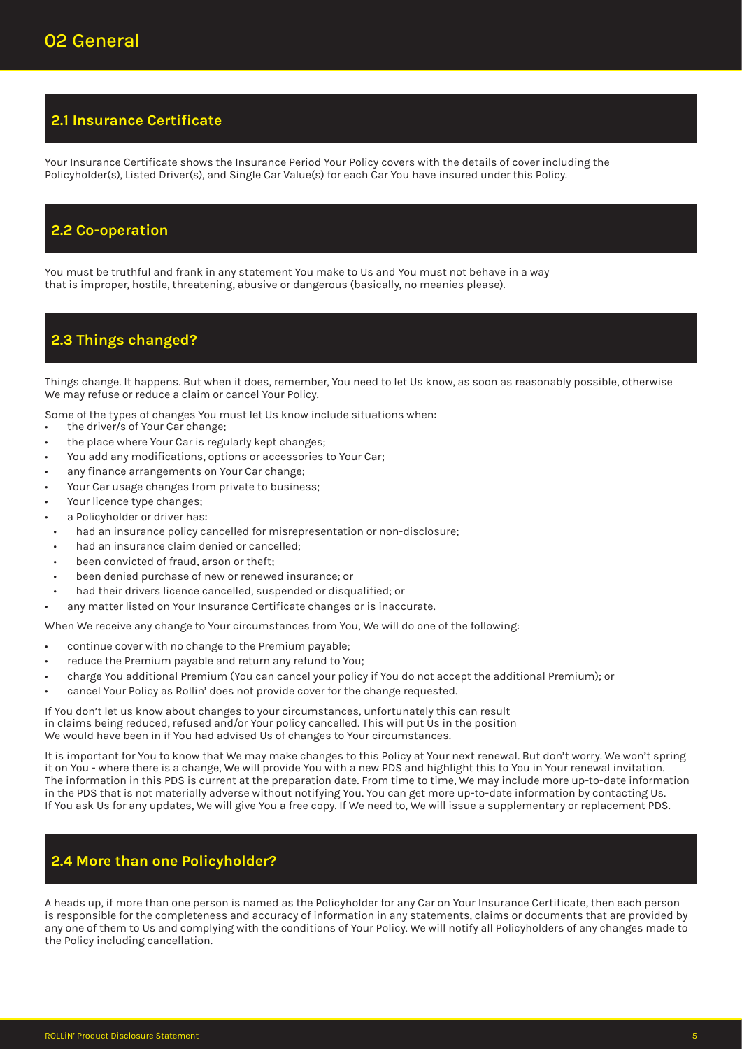# 02 General

## 2.1 Insurance Certificate

Your Insurance Certificate shows the Insurance Period Your Policy covers with the details of cover including the Policyholder(s), Listed Driver(s), and Single Car Value(s) for each Car You have insured under this Policy.

## 2.2 Co-operation

You must be truthful and frank in any statement You make to Us and You must not behave in a way that is improper, hostile, threatening, abusive or dangerous (basically, no meanies please).

## 2.3 Things changed?

Things change. It happens. But when it does, remember, You need to let Us know, as soon as reasonably possible, otherwise We may refuse or reduce a claim or cancel Your Policy.

Some of the types of changes You must let Us know include situations when:

- the driver/s of Your Car change;
- the place where Your Car is regularly kept changes;
- You add any modifications, options or accessories to Your Car;
- any finance arrangements on Your Car change;
- Your Car usage changes from private to business;
- Your licence type changes;
- a Policyholder or driver has:
  - had an insurance policy cancelled for misrepresentation or non-disclosure;
  - had an insurance claim denied or cancelled;
  - been convicted of fraud, arson or theft;
  - been denied purchase of new or renewed insurance; or
  - had their drivers licence cancelled, suspended or disqualified; or
- any matter listed on Your Insurance Certificate changes or is inaccurate.

When We receive any change to Your circumstances from You, We will do one of the following:

- continue cover with no change to the Premium payable;
- reduce the Premium payable and return any refund to You;
- charge You additional Premium (You can cancel your policy if You do not accept the additional Premium); or
- cancel Your Policy as Rollin' does not provide cover for the change requested.

If You don't let us know about changes to your circumstances, unfortunately this can result in claims being reduced, refused and/or Your policy cancelled. This will put Us in the position We would have been in if You had advised Us of changes to Your circumstances.

It is important for You to know that We may make changes to this Policy at Your next renewal. But don't worry. We won't spring it on You - where there is a change, We will provide You with a new PDS and highlight this to You in Your renewal invitation. The information in this PDS is current at the preparation date. From time to time, We may include more up-to-date information in the PDS that is not materially adverse without notifying You. You can get more up-to-date information by contacting Us. If You ask Us for any updates, We will give You a free copy. If We need to, We will issue a supplementary or replacement PDS.

## 2.4 More than one Policyholder?

A heads up, if more than one person is named as the Policyholder for any Car on Your Insurance Certificate, then each person is responsible for the completeness and accuracy of information in any statements, claims or documents that are provided by any one of them to Us and complying with the conditions of Your Policy. We will notify all Policyholders of any changes made to the Policy including cancellation.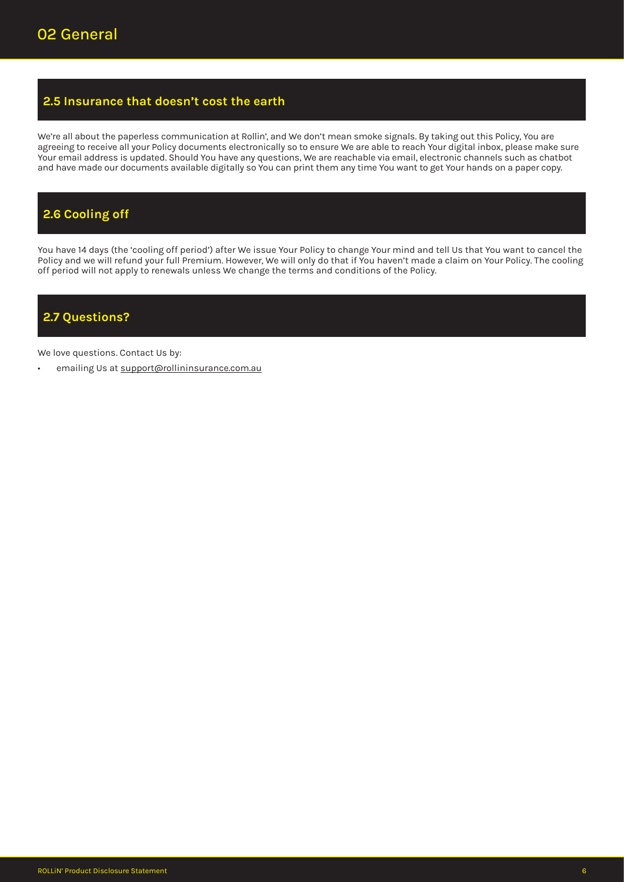# 02 General

## 2.5 Insurance that doesn't cost the earth

We're all about the paperless communication at Rollin', and We don't mean smoke signals. By taking out this Policy, You are agreeing to receive all your Policy documents electronically so to ensure We are able to reach Your digital inbox, please make sure Your email address is updated. Should You have any questions, We are reachable via email, electronic channels such as chatbot and have made our documents available digitally so You can print them any time You want to get Your hands on a paper copy.

## 2.6 Cooling off

You have 14 days (the 'cooling off period') after We issue Your Policy to change Your mind and tell Us that You want to cancel the Policy and we will refund your full Premium. However, We will only do that if You haven't made a claim on Your Policy. The cooling off period will not apply to renewals unless We change the terms and conditions of the Policy.

## 2.7 Questions?

We love questions. Contact Us by:

- emailing Us at support@rollininsurance.com.au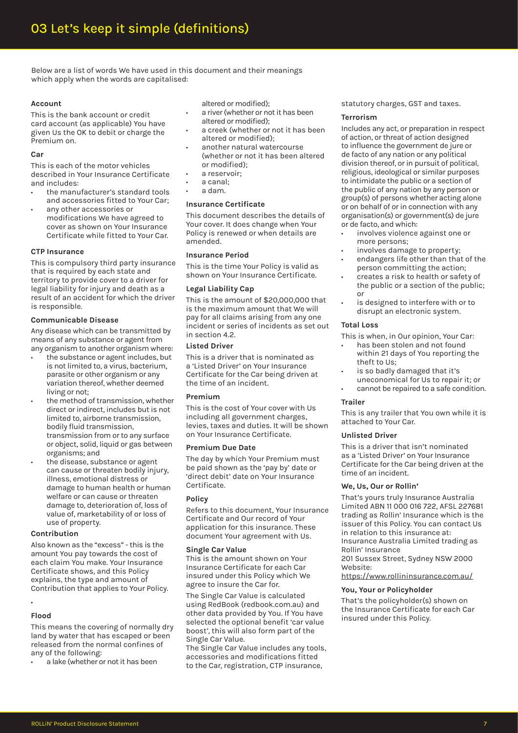# 03 Let's keep it simple (definitions)

Below are a list of words We have used in this document and their meanings which apply when the words are capitalised:

### Account

This is the bank account or credit card account (as applicable) You have given Us the OK to debit or charge the Premium on.

### Car

This is each of the motor vehicles described in Your Insurance Certificate and includes:

- the manufacturer's standard tools and accessories fitted to Your Car;
- any other accessories or modifications We have agreed to cover as shown on Your Insurance Certificate while fitted to Your Car.

### CTP Insurance

This is compulsory third party insurance that is required by each state and territory to provide cover to a driver for legal liability for injury and death as a result of an accident for which the driver is responsible.

### Communicable Disease

Any disease which can be transmitted by means of any substance or agent from any organism to another organism where:

- the substance or agent includes, but is not limited to, a virus, bacterium, parasite or other organism or any variation thereof, whether deemed living or not;
- the method of transmission, whether direct or indirect, includes but is not limited to, airborne transmission, bodily fluid transmission, transmission from or to any surface or object, solid, liquid or gas between organisms; and
- the disease, substance or agent can cause or threaten bodily injury, illness, emotional distress or damage to human health or human welfare or can cause or threaten damage to, deterioration of, loss of value of, marketability of or loss of use of property.

### Contribution

Also known as the "excess" - this is the amount You pay towards the cost of each claim You make. Your Insurance Certificate shows, and this Policy explains, the type and amount of Contribution that applies to Your Policy.

•

### Flood

This means the covering of normally dry land by water that has escaped or been released from the normal confines of any of the following:

- a lake (whether or not it has been altered or modified);
- a river (whether or not it has been altered or modified);
- a creek (whether or not it has been altered or modified);
- another natural watercourse (whether or not it has been altered or modified);
- a reservoir;
- a canal;
- a dam.

### Insurance Certificate

This document describes the details of Your cover. It does change when Your Policy is renewed or when details are amended.

### Insurance Period

This is the time Your Policy is valid as shown on Your Insurance Certificate.

### Legal Liability Cap

This is the amount of $20,000,000 that is the maximum amount that We will pay for all claims arising from any one incident or series of incidents as set out in section 4.2.

### Listed Driver

This is a driver that is nominated as a 'Listed Driver' on Your Insurance Certificate for the Car being driven at the time of an incident.

### Premium

This is the cost of Your cover with Us including all government charges, levies, taxes and duties. It will be shown on Your Insurance Certificate.

### Premium Due Date

The day by which Your Premium must be paid shown as the 'pay by' date or 'direct debit' date on Your Insurance Certificate.

### Policy

Refers to this document, Your Insurance Certificate and Our record of Your application for this insurance. These document Your agreement with Us.

### Single Car Value

This is the amount shown on Your Insurance Certificate for each Car insured under this Policy which We agree to insure the Car for.

The Single Car Value is calculated using RedBook (redbook.com.au) and other data provided by You. If You have selected the optional benefit 'car value boost', this will also form part of the Single Car Value.

The Single Car Value includes any tools, accessories and modifications fitted to the Car, registration, CTP insurance, statutory charges, GST and taxes.

### Terrorism

Includes any act, or preparation in respect of action, or threat of action designed to influence the government de jure or de facto of any nation or any political division thereof, or in pursuit of political, religious, ideological or similar purposes to intimidate the public or a section of the public of any nation by any person or group(s) of persons whether acting alone or on behalf of or in connection with any organisation(s) or government(s) de jure or de facto, and which:

- involves violence against one or more persons;
- involves damage to property;
- endangers life other than that of the person committing the action;
- creates a risk to health or safety of the public or a section of the public; or
- is designed to interfere with or to disrupt an electronic system.

### Total Loss

This is when, in Our opinion, Your Car:

- has been stolen and not found within 21 days of You reporting the theft to Us;
- is so badly damaged that it's uneconomical for Us to repair it; or
- cannot be repaired to a safe condition.

### Trailer

This is any trailer that You own while it is attached to Your Car.

### Unlisted Driver

This is a driver that isn't nominated as a 'Listed Driver' on Your Insurance Certificate for the Car being driven at the time of an incident.

### We, Us, Our or Rollin'

That's yours truly Insurance Australia Limited ABN 11 000 016 722, AFSL 227681 trading as Rollin' Insurance which is the issuer of this Policy. You can contact Us in relation to this insurance at:
Insurance Australia Limited trading as Rollin' Insurance
201 Sussex Street, Sydney NSW 2000
Website:
https://www.rollininsurance.com.au/

### You, Your or Policyholder

That's the policyholder(s) shown on the Insurance Certificate for each Car insured under this Policy.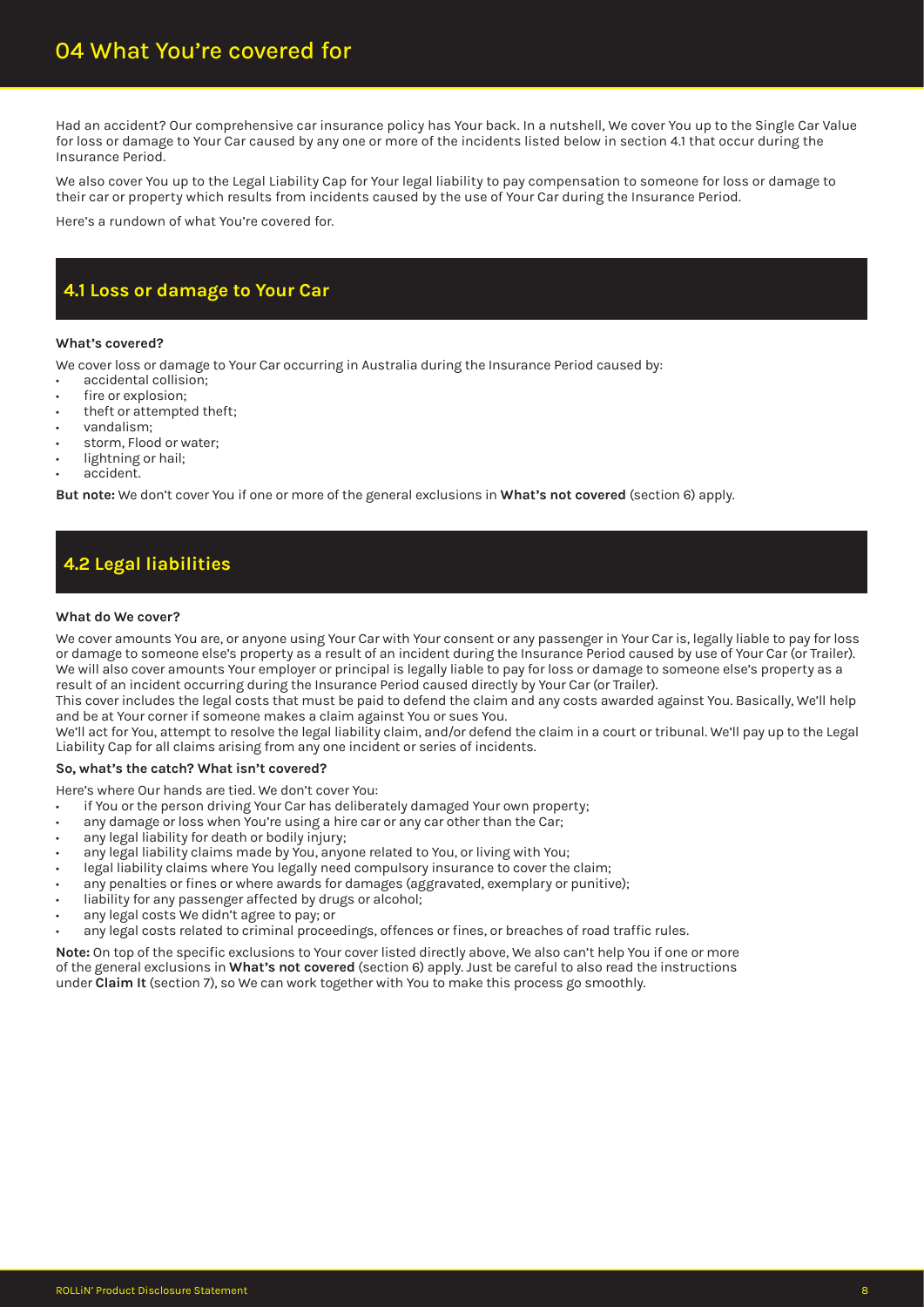# 04 What You're covered for

Had an accident? Our comprehensive car insurance policy has Your back. In a nutshell, We cover You up to the Single Car Value for loss or damage to Your Car caused by any one or more of the incidents listed below in section 4.1 that occur during the Insurance Period.

We also cover You up to the Legal Liability Cap for Your legal liability to pay compensation to someone for loss or damage to their car or property which results from incidents caused by the use of Your Car during the Insurance Period.

Here's a rundown of what You're covered for.

## 4.1 Loss or damage to Your Car

**What's covered?**

We cover loss or damage to Your Car occurring in Australia during the Insurance Period caused by:

- accidental collision;
- fire or explosion;
- theft or attempted theft;
- vandalism;
- storm, Flood or water;
- lightning or hail;
- accident.

**But note:** We don't cover You if one or more of the general exclusions in **What's not covered** (section 6) apply.

## 4.2 Legal liabilities

**What do We cover?**

We cover amounts You are, or anyone using Your Car with Your consent or any passenger in Your Car is, legally liable to pay for loss or damage to someone else's property as a result of an incident during the Insurance Period caused by use of Your Car (or Trailer). We will also cover amounts Your employer or principal is legally liable to pay for loss or damage to someone else's property as a result of an incident occurring during the Insurance Period caused directly by Your Car (or Trailer).

This cover includes the legal costs that must be paid to defend the claim and any costs awarded against You. Basically, We'll help and be at Your corner if someone makes a claim against You or sues You.

We'll act for You, attempt to resolve the legal liability claim, and/or defend the claim in a court or tribunal. We'll pay up to the Legal Liability Cap for all claims arising from any one incident or series of incidents.

**So, what's the catch? What isn't covered?**

Here's where Our hands are tied. We don't cover You:

- if You or the person driving Your Car has deliberately damaged Your own property;
- any damage or loss when You're using a hire car or any car other than the Car;
- any legal liability for death or bodily injury;
- any legal liability claims made by You, anyone related to You, or living with You;
- legal liability claims where You legally need compulsory insurance to cover the claim;
- any penalties or fines or where awards for damages (aggravated, exemplary or punitive);
- liability for any passenger affected by drugs or alcohol;
- any legal costs We didn't agree to pay; or
- any legal costs related to criminal proceedings, offences or fines, or breaches of road traffic rules.

**Note:** On top of the specific exclusions to Your cover listed directly above, We also can't help You if one or more of the general exclusions in **What's not covered** (section 6) apply. Just be careful to also read the instructions under **Claim It** (section 7), so We can work together with You to make this process go smoothly.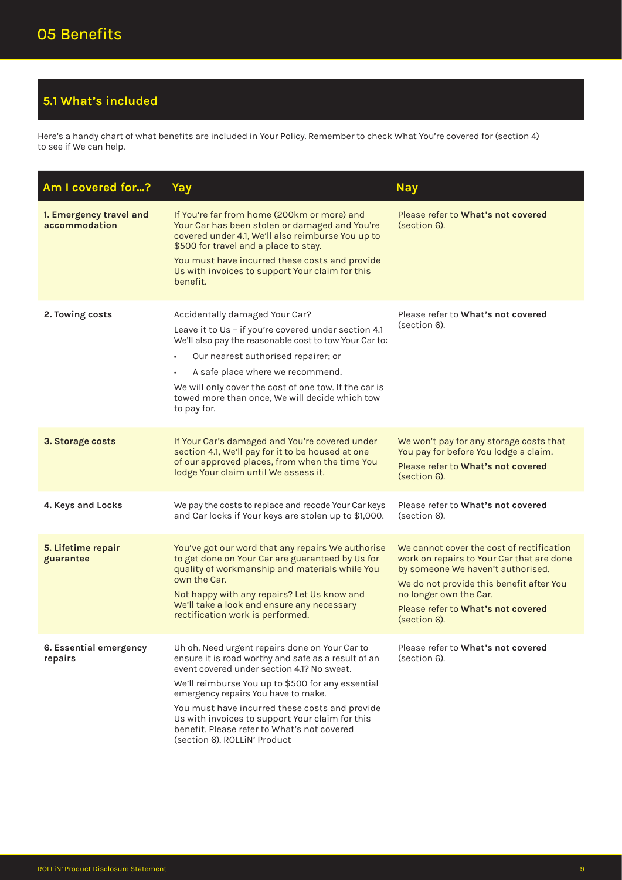# 05 Benefits

## 5.1 What's included

Here's a handy chart of what benefits are included in Your Policy. Remember to check What You're covered for (section 4) to see if We can help.

| Am I covered for...? | Yay | Nay |
|---|---|---|
| **1. Emergency travel and accommodation** | If You're far from home (200km or more) and Your Car has been stolen or damaged and You're covered under 4.1, We'll also reimburse You up to \$500 for travel and a place to stay.<br><br>You must have incurred these costs and provide Us with invoices to support Your claim for this benefit. | Please refer to **What's not covered** (section 6). |
| **2. Towing costs** | Accidentally damaged Your Car?<br><br>Leave it to Us – if you're covered under section 4.1 We'll also pay the reasonable cost to tow Your Car to:<br>• Our nearest authorised repairer; or<br>• A safe place where we recommend.<br><br>We will only cover the cost of one tow. If the car is towed more than once, We will decide which tow to pay for. | Please refer to **What's not covered** (section 6). |
| **3. Storage costs** | If Your Car's damaged and You're covered under section 4.1, We'll pay for it to be housed at one of our approved places, from when the time You lodge Your claim until We assess it. | We won't pay for any storage costs that You pay for before You lodge a claim.<br><br>Please refer to **What's not covered** (section 6). |
| **4. Keys and Locks** | We pay the costs to replace and recode Your Car keys and Car locks if Your keys are stolen up to \$1,000. | Please refer to **What's not covered** (section 6). |
| **5. Lifetime repair guarantee** | You've got our word that any repairs We authorise to get done on Your Car are guaranteed by Us for quality of workmanship and materials while You own the Car.<br><br>Not happy with any repairs? Let Us know and We'll take a look and ensure any necessary rectification work is performed. | We cannot cover the cost of rectification work on repairs to Your Car that are done by someone We haven't authorised.<br><br>We do not provide this benefit after You no longer own the Car.<br><br>Please refer to **What's not covered** (section 6). |
| **6. Essential emergency repairs** | Uh oh. Need urgent repairs done on Your Car to ensure it is road worthy and safe as a result of an event covered under section 4.1? No sweat.<br><br>We'll reimburse You up to \$500 for any essential emergency repairs You have to make.<br><br>You must have incurred these costs and provide Us with invoices to support Your claim for this benefit. Please refer to What's not covered (section 6). ROLLiN' Product | Please refer to **What's not covered** (section 6). |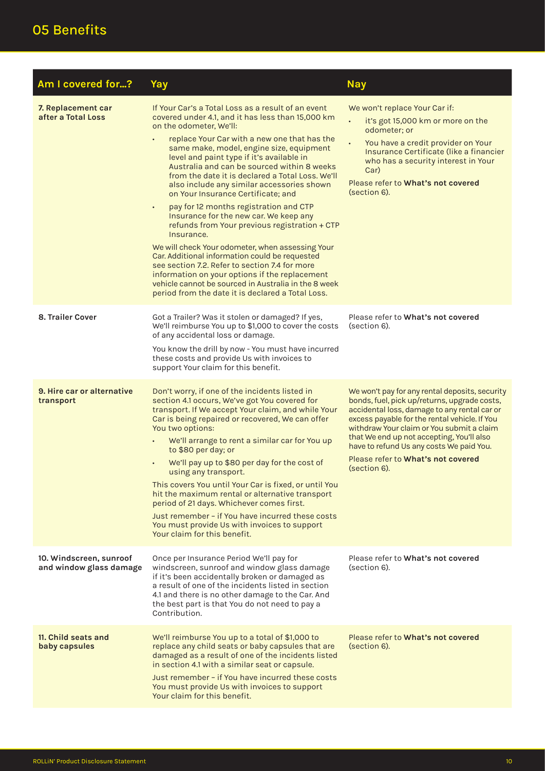## 05 Benefits

| Am I covered for...? | Yay | Nay |
|---|---|---|
| **7. Replacement car after a Total Loss** | If Your Car's a Total Loss as a result of an event covered under 4.1, and it has less than 15,000 km on the odometer, We'll:<br>• replace Your Car with a new one that has the same make, model, engine size, equipment level and paint type if it's available in Australia and can be sourced within 8 weeks from the date it is declared a Total Loss. We'll also include any similar accessories shown on Your Insurance Certificate; and<br>• pay for 12 months registration and CTP Insurance for the new car. We keep any refunds from Your previous registration + CTP Insurance.<br>We will check Your odometer, when assessing Your Car. Additional information could be requested see section 7.2. Refer to section 7.4 for more information on your options if the replacement vehicle cannot be sourced in Australia in the 8 week period from the date it is declared a Total Loss. | We won't replace Your Car if:<br>• it's got 15,000 km or more on the odometer; or<br>• You have a credit provider on Your Insurance Certificate (like a financier who has a security interest in Your Car)<br>Please refer to **What's not covered** (section 6). |
| **8. Trailer Cover** | Got a Trailer? Was it stolen or damaged? If yes, We'll reimburse You up to $1,000 to cover the costs of any accidental loss or damage.<br>You know the drill by now - You must have incurred these costs and provide Us with invoices to support Your claim for this benefit. | Please refer to **What's not covered** (section 6). |
| **9. Hire car or alternative transport** | Don't worry, if one of the incidents listed in section 4.1 occurs, We've got You covered for transport. If We accept Your claim, and while Your Car is being repaired or recovered, We can offer You two options:<br>• We'll arrange to rent a similar car for You up to $80 per day; or<br>• We'll pay up to $80 per day for the cost of using any transport.<br>This covers You until Your Car is fixed, or until You hit the maximum rental or alternative transport period of 21 days. Whichever comes first.<br>Just remember – if You have incurred these costs You must provide Us with invoices to support Your claim for this benefit. | We won't pay for any rental deposits, security bonds, fuel, pick up/returns, upgrade costs, accidental loss, damage to any rental car or excess payable for the rental vehicle. If You withdraw Your claim or You submit a claim that We end up not accepting, You'll also have to refund Us any costs We paid You.<br>Please refer to **What's not covered** (section 6). |
| **10. Windscreen, sunroof and window glass damage** | Once per Insurance Period We'll pay for windscreen, sunroof and window glass damage if it's been accidentally broken or damaged as a result of one of the incidents listed in section 4.1 and there is no other damage to the Car. And the best part is that You do not need to pay a Contribution. | Please refer to **What's not covered** (section 6). |
| **11. Child seats and baby capsules** | We'll reimburse You up to a total of $1,000 to replace any child seats or baby capsules that are damaged as a result of one of the incidents listed in section 4.1 with a similar seat or capsule.<br>Just remember – if You have incurred these costs You must provide Us with invoices to support Your claim for this benefit. | Please refer to **What's not covered** (section 6). |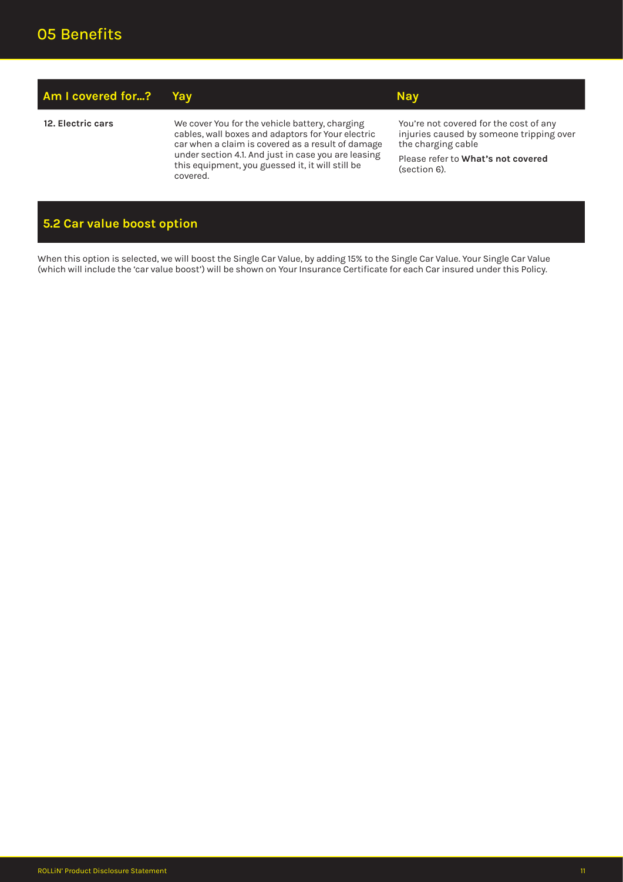# 05 Benefits

| Am I covered for...? | Yay | Nay |
| --- | --- | --- |
| **12. Electric cars** | We cover You for the vehicle battery, charging cables, wall boxes and adaptors for Your electric car when a claim is covered as a result of damage under section 4.1. And just in case you are leasing this equipment, you guessed it, it will still be covered. | You're not covered for the cost of any injuries caused by someone tripping over the charging cable<br><br>Please refer to **What's not covered** (section 6). |

## 5.2 Car value boost option

When this option is selected, we will boost the Single Car Value, by adding 15% to the Single Car Value. Your Single Car Value (which will include the 'car value boost') will be shown on Your Insurance Certificate for each Car insured under this Policy.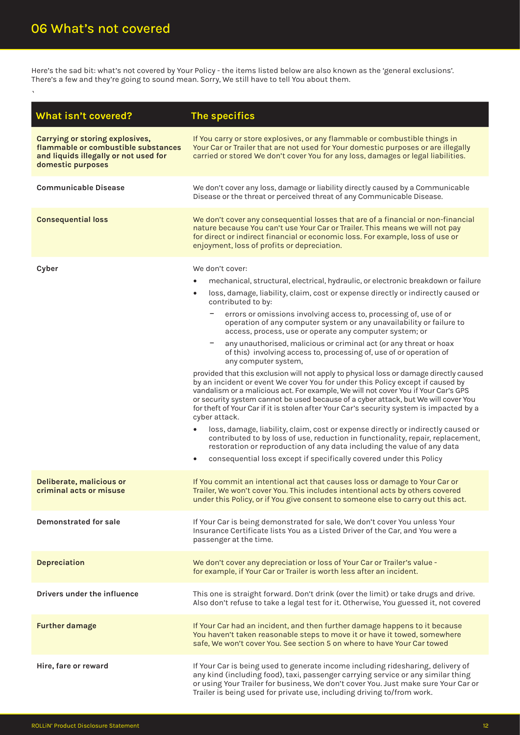# 06 What's not covered

Here's the sad bit: what's not covered by Your Policy - the items listed below are also known as the 'general exclusions'. There's a few and they're going to sound mean. Sorry, We still have to tell You about them.

`

| What isn't covered? | The specifics |
|---|---|
| **Carrying or storing explosives, flammable or combustible substances and liquids illegally or not used for domestic purposes** | If You carry or store explosives, or any flammable or combustible things in Your Car or Trailer that are not used for Your domestic purposes or are illegally carried or stored We don't cover You for any loss, damages or legal liabilities. |
| **Communicable Disease** | We don't cover any loss, damage or liability directly caused by a Communicable Disease or the threat or perceived threat of any Communicable Disease. |
| **Consequential loss** | We don't cover any consequential losses that are of a financial or non-financial nature because You can't use Your Car or Trailer. This means we will not pay for direct or indirect financial or economic loss. For example, loss of use or enjoyment, loss of profits or depreciation. |
| **Cyber** | We don't cover:<br>• mechanical, structural, electrical, hydraulic, or electronic breakdown or failure<br>• loss, damage, liability, claim, cost or expense directly or indirectly caused or contributed to by:<br>  – errors or omissions involving access to, processing of, use of or operation of any computer system or any unavailability or failure to access, process, use or operate any computer system; or<br>  – any unauthorised, malicious or criminal act (or any threat or hoax of this) involving access to, processing of, use of or operation of any computer system,<br>provided that this exclusion will not apply to physical loss or damage directly caused by an incident or event We cover You for under this Policy except if caused by vandalism or a malicious act. For example, We will not cover You if Your Car's GPS or security system cannot be used because of a cyber attack, but We will cover You for theft of Your Car if it is stolen after Your Car's security system is impacted by a cyber attack.<br>• loss, damage, liability, claim, cost or expense directly or indirectly caused or contributed to by loss of use, reduction in functionality, repair, replacement, restoration or reproduction of any data including the value of any data<br>• consequential loss except if specifically covered under this Policy |
| **Deliberate, malicious or criminal acts or misuse** | If You commit an intentional act that causes loss or damage to Your Car or Trailer, We won't cover You. This includes intentional acts by others covered under this Policy, or if You give consent to someone else to carry out this act. |
| **Demonstrated for sale** | If Your Car is being demonstrated for sale, We don't cover You unless Your Insurance Certificate lists You as a Listed Driver of the Car, and You were a passenger at the time. |
| **Depreciation** | We don't cover any depreciation or loss of Your Car or Trailer's value - for example, if Your Car or Trailer is worth less after an incident. |
| **Drivers under the influence** | This one is straight forward. Don't drink (over the limit) or take drugs and drive. Also don't refuse to take a legal test for it. Otherwise, You guessed it, not covered |
| **Further damage** | If Your Car had an incident, and then further damage happens to it because You haven't taken reasonable steps to move it or have it towed, somewhere safe, We won't cover You. See section 5 on where to have Your Car towed |
| **Hire, fare or reward** | If Your Car is being used to generate income including ridesharing, delivery of any kind (including food), taxi, passenger carrying service or any similar thing or using Your Trailer for business, We don't cover You. Just make sure Your Car or Trailer is being used for private use, including driving to/from work. |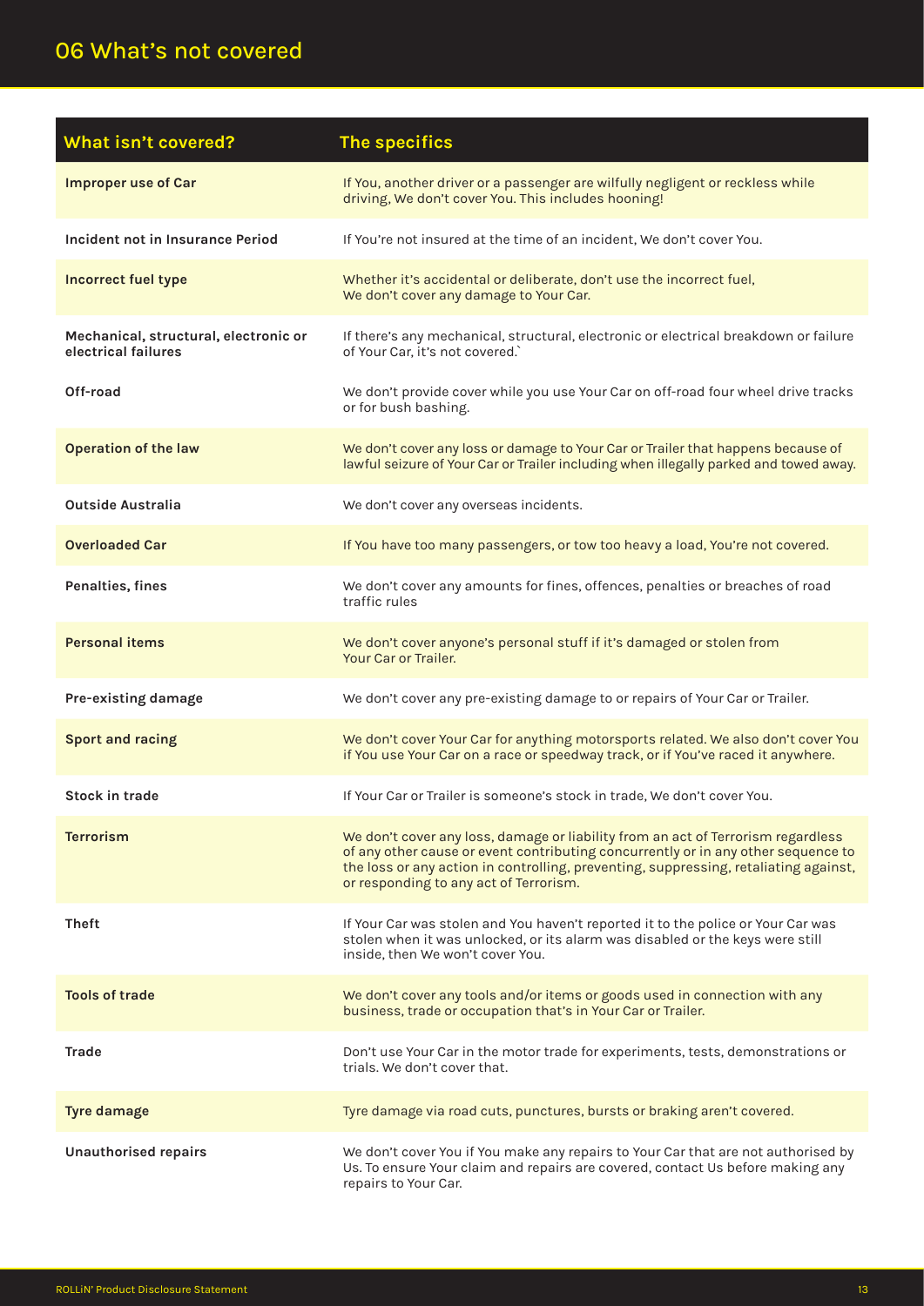# 06 What's not covered

| What isn't covered? | The specifics |
|---|---|
| **Improper use of Car** | If You, another driver or a passenger are wilfully negligent or reckless while driving, We don't cover You. This includes hooning! |
| **Incident not in Insurance Period** | If You're not insured at the time of an incident, We don't cover You. |
| **Incorrect fuel type** | Whether it's accidental or deliberate, don't use the incorrect fuel, We don't cover any damage to Your Car. |
| **Mechanical, structural, electronic or electrical failures** | If there's any mechanical, structural, electronic or electrical breakdown or failure of Your Car, it's not covered.` |
| **Off-road** | We don't provide cover while you use Your Car on off-road four wheel drive tracks or for bush bashing. |
| **Operation of the law** | We don't cover any loss or damage to Your Car or Trailer that happens because of lawful seizure of Your Car or Trailer including when illegally parked and towed away. |
| **Outside Australia** | We don't cover any overseas incidents. |
| **Overloaded Car** | If You have too many passengers, or tow too heavy a load, You're not covered. |
| **Penalties, fines** | We don't cover any amounts for fines, offences, penalties or breaches of road traffic rules |
| **Personal items** | We don't cover anyone's personal stuff if it's damaged or stolen from Your Car or Trailer. |
| **Pre-existing damage** | We don't cover any pre-existing damage to or repairs of Your Car or Trailer. |
| **Sport and racing** | We don't cover Your Car for anything motorsports related. We also don't cover You if You use Your Car on a race or speedway track, or if You've raced it anywhere. |
| **Stock in trade** | If Your Car or Trailer is someone's stock in trade, We don't cover You. |
| **Terrorism** | We don't cover any loss, damage or liability from an act of Terrorism regardless of any other cause or event contributing concurrently or in any other sequence to the loss or any action in controlling, preventing, suppressing, retaliating against, or responding to any act of Terrorism. |
| **Theft** | If Your Car was stolen and You haven't reported it to the police or Your Car was stolen when it was unlocked, or its alarm was disabled or the keys were still inside, then We won't cover You. |
| **Tools of trade** | We don't cover any tools and/or items or goods used in connection with any business, trade or occupation that's in Your Car or Trailer. |
| **Trade** | Don't use Your Car in the motor trade for experiments, tests, demonstrations or trials. We don't cover that. |
| **Tyre damage** | Tyre damage via road cuts, punctures, bursts or braking aren't covered. |
| **Unauthorised repairs** | We don't cover You if You make any repairs to Your Car that are not authorised by Us. To ensure Your claim and repairs are covered, contact Us before making any repairs to Your Car. |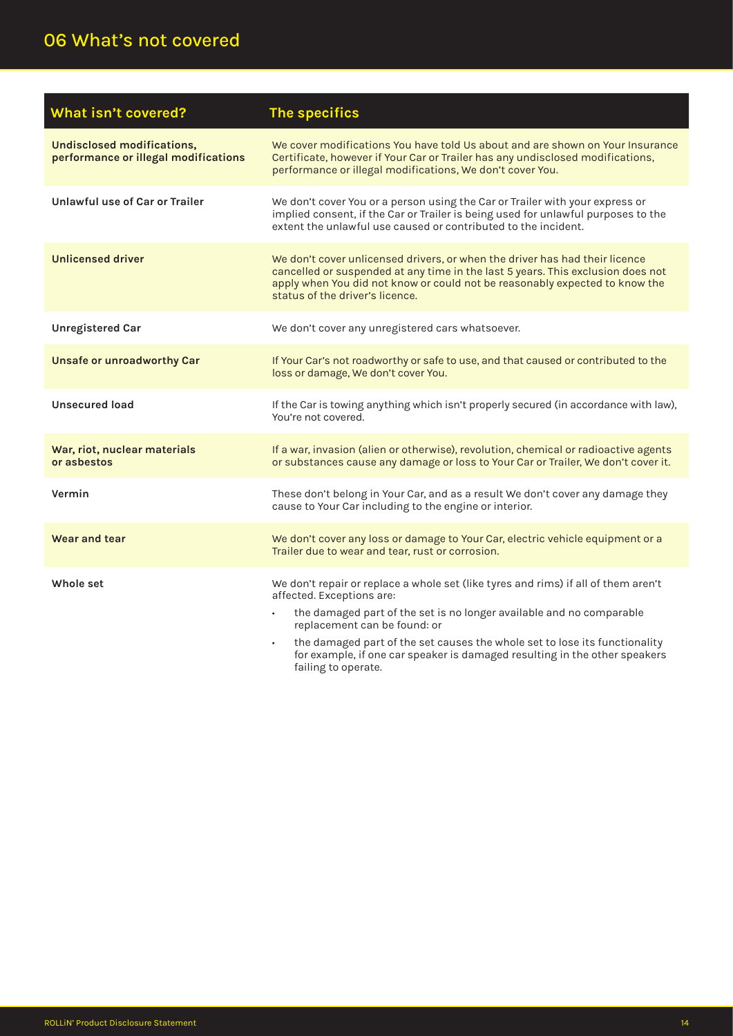## 06 What's not covered

| What isn't covered? | The specifics |
|---|---|
| **Undisclosed modifications, performance or illegal modifications** | We cover modifications You have told Us about and are shown on Your Insurance Certificate, however if Your Car or Trailer has any undisclosed modifications, performance or illegal modifications, We don't cover You. |
| **Unlawful use of Car or Trailer** | We don't cover You or a person using the Car or Trailer with your express or implied consent, if the Car or Trailer is being used for unlawful purposes to the extent the unlawful use caused or contributed to the incident. |
| **Unlicensed driver** | We don't cover unlicensed drivers, or when the driver has had their licence cancelled or suspended at any time in the last 5 years. This exclusion does not apply when You did not know or could not be reasonably expected to know the status of the driver's licence. |
| **Unregistered Car** | We don't cover any unregistered cars whatsoever. |
| **Unsafe or unroadworthy Car** | If Your Car's not roadworthy or safe to use, and that caused or contributed to the loss or damage, We don't cover You. |
| **Unsecured load** | If the Car is towing anything which isn't properly secured (in accordance with law), You're not covered. |
| **War, riot, nuclear materials or asbestos** | If a war, invasion (alien or otherwise), revolution, chemical or radioactive agents or substances cause any damage or loss to Your Car or Trailer, We don't cover it. |
| **Vermin** | These don't belong in Your Car, and as a result We don't cover any damage they cause to Your Car including to the engine or interior. |
| **Wear and tear** | We don't cover any loss or damage to Your Car, electric vehicle equipment or a Trailer due to wear and tear, rust or corrosion. |
| **Whole set** | We don't repair or replace a whole set (like tyres and rims) if all of them aren't affected. Exceptions are:<br>• the damaged part of the set is no longer available and no comparable replacement can be found: or<br>• the damaged part of the set causes the whole set to lose its functionality for example, if one car speaker is damaged resulting in the other speakers failing to operate. |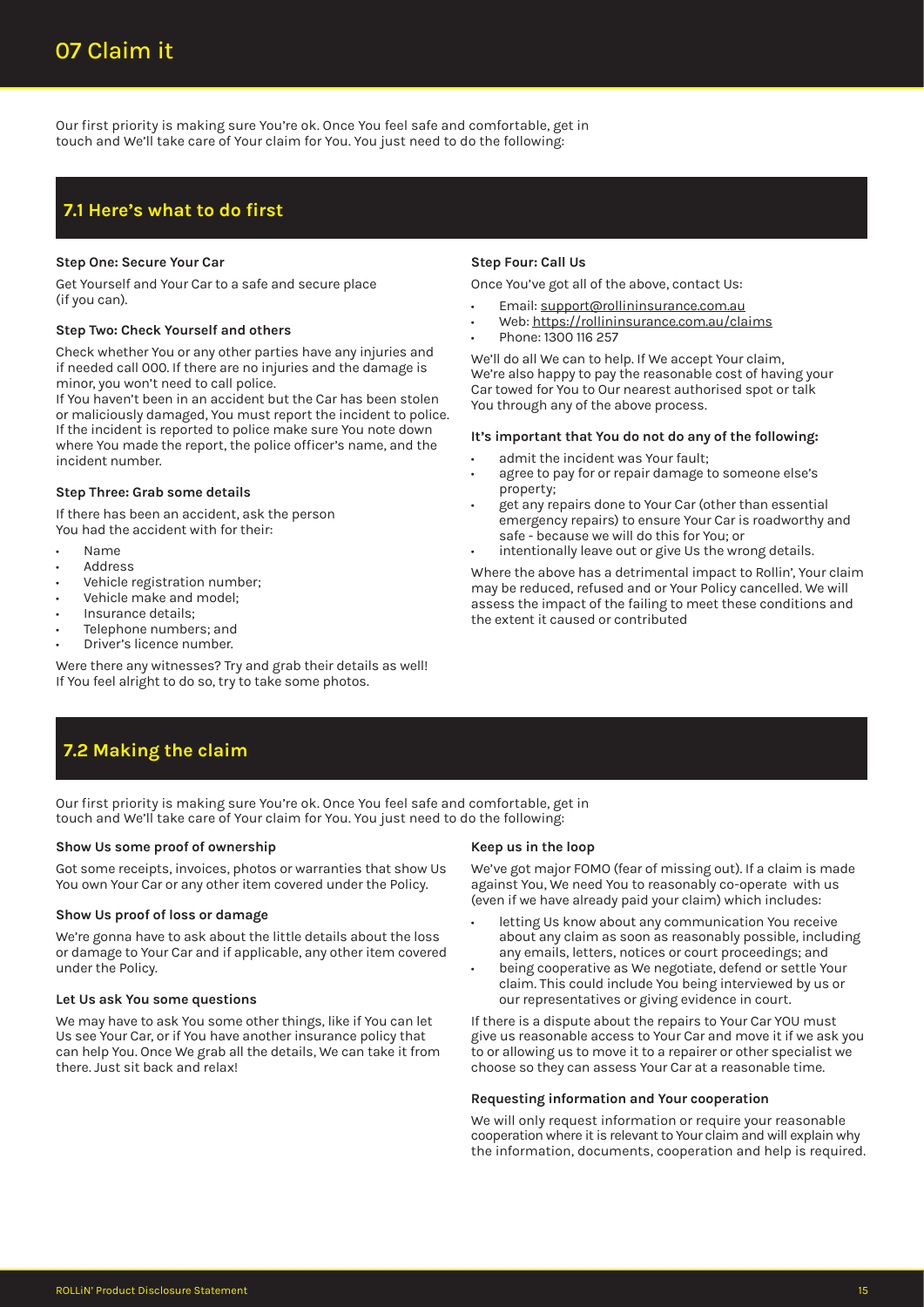# 07 Claim it

Our first priority is making sure You're ok. Once You feel safe and comfortable, get in touch and We'll take care of Your claim for You. You just need to do the following:

## 7.1 Here's what to do first

**Step One: Secure Your Car**

Get Yourself and Your Car to a safe and secure place (if you can).

**Step Two: Check Yourself and others**

Check whether You or any other parties have any injuries and if needed call 000. If there are no injuries and the damage is minor, you won't need to call police.

If You haven't been in an accident but the Car has been stolen or maliciously damaged, You must report the incident to police. If the incident is reported to police make sure You note down where You made the report, the police officer's name, and the incident number.

**Step Three: Grab some details**

If there has been an accident, ask the person You had the accident with for their:

- Name
- Address
- Vehicle registration number;
- Vehicle make and model;
- Insurance details;
- Telephone numbers; and
- Driver's licence number.

Were there any witnesses? Try and grab their details as well! If You feel alright to do so, try to take some photos.

**Step Four: Call Us**

Once You've got all of the above, contact Us:

- Email: support@rollininsurance.com.au
- Web: https://rollininsurance.com.au/claims
- Phone: 1300 116 257

We'll do all We can to help. If We accept Your claim, We're also happy to pay the reasonable cost of having your Car towed for You to Our nearest authorised spot or talk You through any of the above process.

**It's important that You do not do any of the following:**

- admit the incident was Your fault;
- agree to pay for or repair damage to someone else's property;
- get any repairs done to Your Car (other than essential emergency repairs) to ensure Your Car is roadworthy and safe - because we will do this for You; or
- intentionally leave out or give Us the wrong details.

Where the above has a detrimental impact to Rollin', Your claim may be reduced, refused and or Your Policy cancelled. We will assess the impact of the failing to meet these conditions and the extent it caused or contributed

## 7.2 Making the claim

Our first priority is making sure You're ok. Once You feel safe and comfortable, get in touch and We'll take care of Your claim for You. You just need to do the following:

**Show Us some proof of ownership**

Got some receipts, invoices, photos or warranties that show Us You own Your Car or any other item covered under the Policy.

**Show Us proof of loss or damage**

We're gonna have to ask about the little details about the loss or damage to Your Car and if applicable, any other item covered under the Policy.

**Let Us ask You some questions**

We may have to ask You some other things, like if You can let Us see Your Car, or if You have another insurance policy that can help You. Once We grab all the details, We can take it from there. Just sit back and relax!

**Keep us in the loop**

We've got major FOMO (fear of missing out). If a claim is made against You, We need You to reasonably co-operate with us (even if we have already paid your claim) which includes:

- letting Us know about any communication You receive about any claim as soon as reasonably possible, including any emails, letters, notices or court proceedings; and
- being cooperative as We negotiate, defend or settle Your claim. This could include You being interviewed by us or our representatives or giving evidence in court.

If there is a dispute about the repairs to Your Car YOU must give us reasonable access to Your Car and move it if we ask you to or allowing us to move it to a repairer or other specialist we choose so they can assess Your Car at a reasonable time.

**Requesting information and Your cooperation**

We will only request information or require your reasonable cooperation where it is relevant to Your claim and will explain why the information, documents, cooperation and help is required.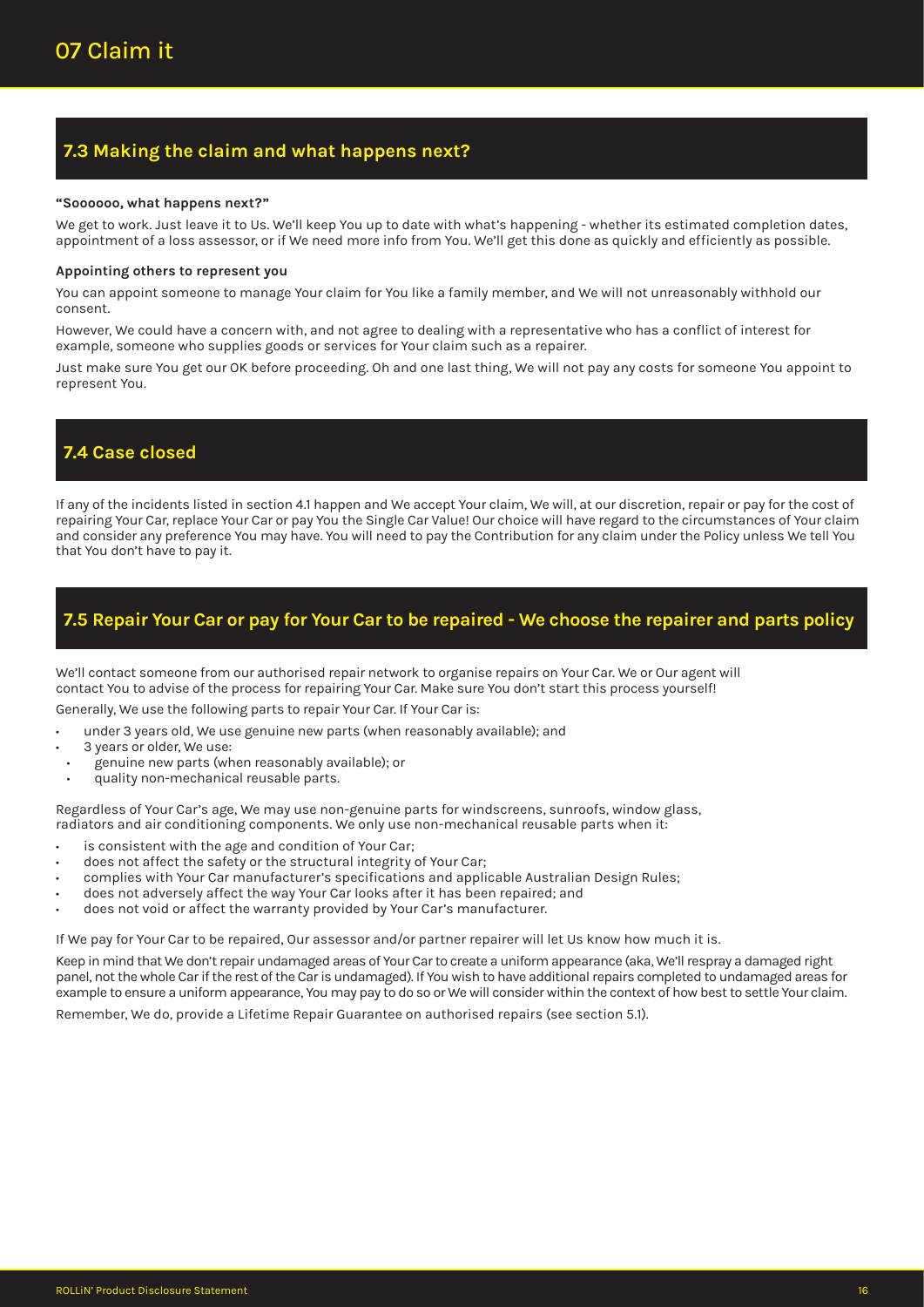# 07 Claim it

## 7.3 Making the claim and what happens next?

**"Soooooo, what happens next?"**

We get to work. Just leave it to Us. We'll keep You up to date with what's happening - whether its estimated completion dates, appointment of a loss assessor, or if We need more info from You. We'll get this done as quickly and efficiently as possible.

**Appointing others to represent you**

You can appoint someone to manage Your claim for You like a family member, and We will not unreasonably withhold our consent.

However, We could have a concern with, and not agree to dealing with a representative who has a conflict of interest for example, someone who supplies goods or services for Your claim such as a repairer.

Just make sure You get our OK before proceeding. Oh and one last thing, We will not pay any costs for someone You appoint to represent You.

## 7.4 Case closed

If any of the incidents listed in section 4.1 happen and We accept Your claim, We will, at our discretion, repair or pay for the cost of repairing Your Car, replace Your Car or pay You the Single Car Value! Our choice will have regard to the circumstances of Your claim and consider any preference You may have. You will need to pay the Contribution for any claim under the Policy unless We tell You that You don't have to pay it.

## 7.5 Repair Your Car or pay for Your Car to be repaired - We choose the repairer and parts policy

We'll contact someone from our authorised repair network to organise repairs on Your Car. We or Our agent will contact You to advise of the process for repairing Your Car. Make sure You don't start this process yourself!

Generally, We use the following parts to repair Your Car. If Your Car is:

- under 3 years old, We use genuine new parts (when reasonably available); and
- 3 years or older, We use:
  - genuine new parts (when reasonably available); or
  - quality non-mechanical reusable parts.

Regardless of Your Car's age, We may use non-genuine parts for windscreens, sunroofs, window glass, radiators and air conditioning components. We only use non-mechanical reusable parts when it:

- is consistent with the age and condition of Your Car;
- does not affect the safety or the structural integrity of Your Car;
- complies with Your Car manufacturer's specifications and applicable Australian Design Rules;
- does not adversely affect the way Your Car looks after it has been repaired; and
- does not void or affect the warranty provided by Your Car's manufacturer.

If We pay for Your Car to be repaired, Our assessor and/or partner repairer will let Us know how much it is.

Keep in mind that We don't repair undamaged areas of Your Car to create a uniform appearance (aka, We'll respray a damaged right panel, not the whole Car if the rest of the Car is undamaged). If You wish to have additional repairs completed to undamaged areas for example to ensure a uniform appearance, You may pay to do so or We will consider within the context of how best to settle Your claim.

Remember, We do, provide a Lifetime Repair Guarantee on authorised repairs (see section 5.1).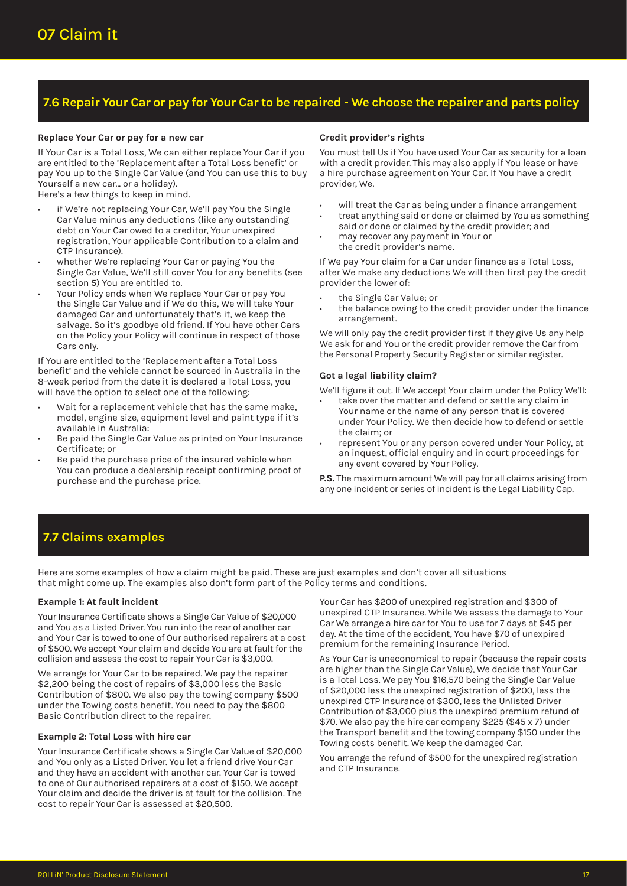# 07 Claim it

## 7.6 Repair Your Car or pay for Your Car to be repaired - We choose the repairer and parts policy

### Replace Your Car or pay for a new car

If Your Car is a Total Loss, We can either replace Your Car if you are entitled to the 'Replacement after a Total Loss benefit' or pay You up to the Single Car Value (and You can use this to buy Yourself a new car… or a holiday).

Here's a few things to keep in mind.

- if We're not replacing Your Car, We'll pay You the Single Car Value minus any deductions (like any outstanding debt on Your Car owed to a creditor, Your unexpired registration, Your applicable Contribution to a claim and CTP Insurance).
- whether We're replacing Your Car or paying You the Single Car Value, We'll still cover You for any benefits (see section 5) You are entitled to.
- Your Policy ends when We replace Your Car or pay You the Single Car Value and if We do this, We will take Your damaged Car and unfortunately that's it, we keep the salvage. So it's goodbye old friend. If You have other Cars on the Policy your Policy will continue in respect of those Cars only.

If You are entitled to the 'Replacement after a Total Loss benefit' and the vehicle cannot be sourced in Australia in the 8-week period from the date it is declared a Total Loss, you will have the option to select one of the following:

- Wait for a replacement vehicle that has the same make, model, engine size, equipment level and paint type if it's available in Australia:
- Be paid the Single Car Value as printed on Your Insurance Certificate; or
- Be paid the purchase price of the insured vehicle when You can produce a dealership receipt confirming proof of purchase and the purchase price.

### Credit provider's rights

You must tell Us if You have used Your Car as security for a loan with a credit provider. This may also apply if You lease or have a hire purchase agreement on Your Car. If You have a credit provider, We.

- will treat the Car as being under a finance arrangement
- treat anything said or done or claimed by You as something said or done or claimed by the credit provider; and
- may recover any payment in Your or the credit provider's name.

If We pay Your claim for a Car under finance as a Total Loss, after We make any deductions We will then first pay the credit provider the lower of:

- the Single Car Value; or
- the balance owing to the credit provider under the finance arrangement.

We will only pay the credit provider first if they give Us any help We ask for and You or the credit provider remove the Car from the Personal Property Security Register or similar register.

### Got a legal liability claim?

We'll figure it out. If We accept Your claim under the Policy We'll:

- take over the matter and defend or settle any claim in Your name or the name of any person that is covered under Your Policy. We then decide how to defend or settle the claim; or
- represent You or any person covered under Your Policy, at an inquest, official enquiry and in court proceedings for any event covered by Your Policy.

**P.S.** The maximum amount We will pay for all claims arising from any one incident or series of incident is the Legal Liability Cap.

## 7.7 Claims examples

Here are some examples of how a claim might be paid. These are just examples and don't cover all situations that might come up. The examples also don't form part of the Policy terms and conditions.

### Example 1: At fault incident

Your Insurance Certificate shows a Single Car Value of $20,000 and You as a Listed Driver. You run into the rear of another car and Your Car is towed to one of Our authorised repairers at a cost of $500. We accept Your claim and decide You are at fault for the collision and assess the cost to repair Your Car is $3,000.

We arrange for Your Car to be repaired. We pay the repairer $2,200 being the cost of repairs of $3,000 less the Basic Contribution of $800. We also pay the towing company $500 under the Towing costs benefit. You need to pay the $800 Basic Contribution direct to the repairer.

### Example 2: Total Loss with hire car

Your Insurance Certificate shows a Single Car Value of $20,000 and You only as a Listed Driver. You let a friend drive Your Car and they have an accident with another car. Your Car is towed to one of Our authorised repairers at a cost of $150. We accept Your claim and decide the driver is at fault for the collision. The cost to repair Your Car is assessed at $20,500.

Your Car has $200 of unexpired registration and $300 of unexpired CTP Insurance. While We assess the damage to Your Car We arrange a hire car for You to use for 7 days at $45 per day. At the time of the accident, You have $70 of unexpired premium for the remaining Insurance Period.

As Your Car is uneconomical to repair (because the repair costs are higher than the Single Car Value), We decide that Your Car is a Total Loss. We pay You $16,570 being the Single Car Value of $20,000 less the unexpired registration of $200, less the unexpired CTP Insurance of $300, less the Unlisted Driver Contribution of $3,000 plus the unexpired premium refund of $70. We also pay the hire car company $225 ($45 x 7) under the Transport benefit and the towing company $150 under the Towing costs benefit. We keep the damaged Car.

You arrange the refund of $500 for the unexpired registration and CTP Insurance.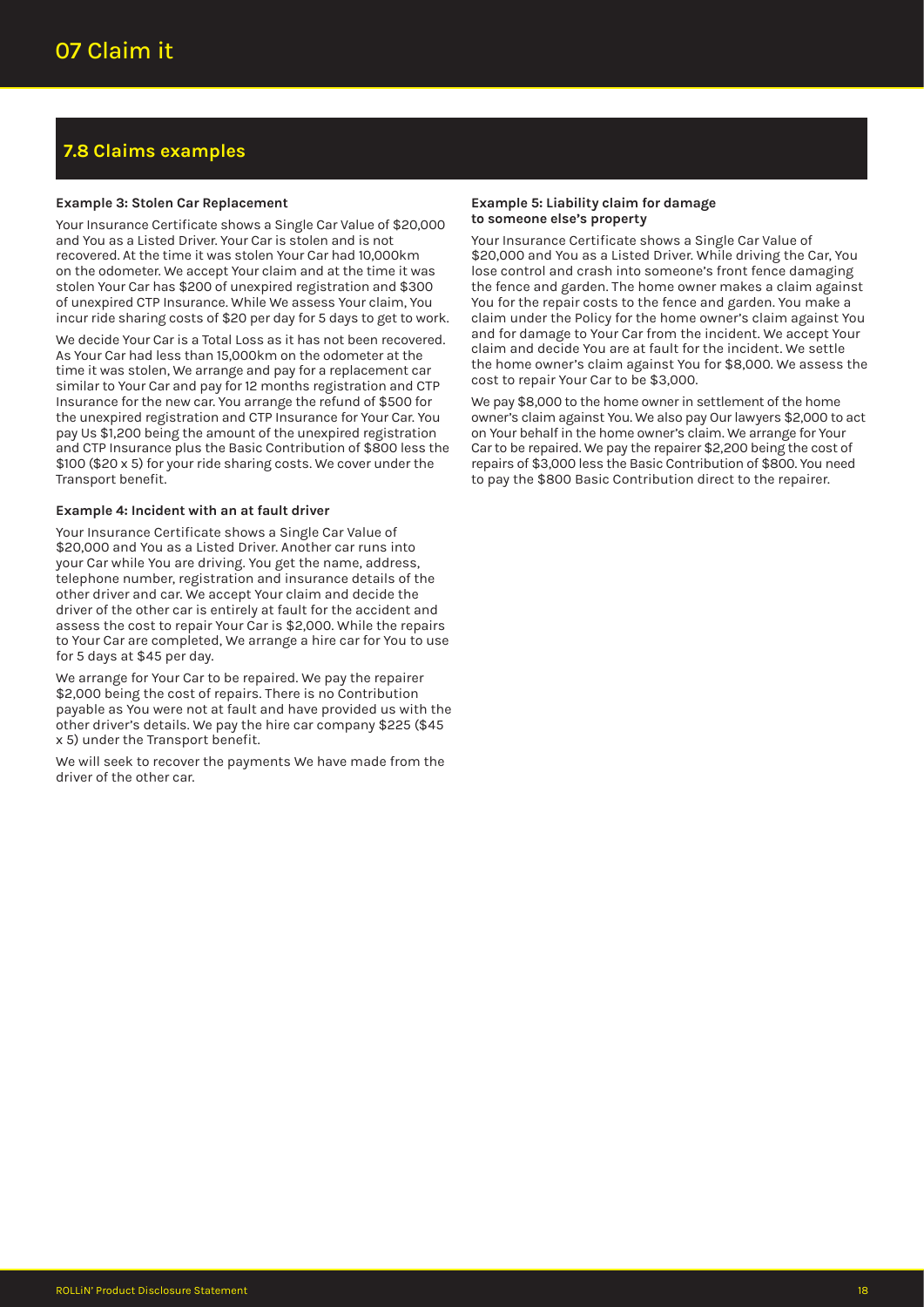# 07 Claim it

## 7.8 Claims examples

**Example 3: Stolen Car Replacement**

Your Insurance Certificate shows a Single Car Value of $20,000 and You as a Listed Driver. Your Car is stolen and is not recovered. At the time it was stolen Your Car had 10,000km on the odometer. We accept Your claim and at the time it was stolen Your Car has $200 of unexpired registration and $300 of unexpired CTP Insurance. While We assess Your claim, You incur ride sharing costs of $20 per day for 5 days to get to work.

We decide Your Car is a Total Loss as it has not been recovered. As Your Car had less than 15,000km on the odometer at the time it was stolen, We arrange and pay for a replacement car similar to Your Car and pay for 12 months registration and CTP Insurance for the new car. You arrange the refund of $500 for the unexpired registration and CTP Insurance for Your Car. You pay Us $1,200 being the amount of the unexpired registration and CTP Insurance plus the Basic Contribution of $800 less the $100 ($20 x 5) for your ride sharing costs. We cover under the Transport benefit.

**Example 4: Incident with an at fault driver**

Your Insurance Certificate shows a Single Car Value of $20,000 and You as a Listed Driver. Another car runs into your Car while You are driving. You get the name, address, telephone number, registration and insurance details of the other driver and car. We accept Your claim and decide the driver of the other car is entirely at fault for the accident and assess the cost to repair Your Car is $2,000. While the repairs to Your Car are completed, We arrange a hire car for You to use for 5 days at $45 per day.

We arrange for Your Car to be repaired. We pay the repairer $2,000 being the cost of repairs. There is no Contribution payable as You were not at fault and have provided us with the other driver's details. We pay the hire car company $225 ($45 x 5) under the Transport benefit.

We will seek to recover the payments We have made from the driver of the other car.

**Example 5: Liability claim for damage to someone else's property**

Your Insurance Certificate shows a Single Car Value of $20,000 and You as a Listed Driver. While driving the Car, You lose control and crash into someone's front fence damaging the fence and garden. The home owner makes a claim against You for the repair costs to the fence and garden. You make a claim under the Policy for the home owner's claim against You and for damage to Your Car from the incident. We accept Your claim and decide You are at fault for the incident. We settle the home owner's claim against You for $8,000. We assess the cost to repair Your Car to be $3,000.

We pay $8,000 to the home owner in settlement of the home owner's claim against You. We also pay Our lawyers $2,000 to act on Your behalf in the home owner's claim. We arrange for Your Car to be repaired. We pay the repairer $2,200 being the cost of repairs of $3,000 less the Basic Contribution of $800. You need to pay the $800 Basic Contribution direct to the repairer.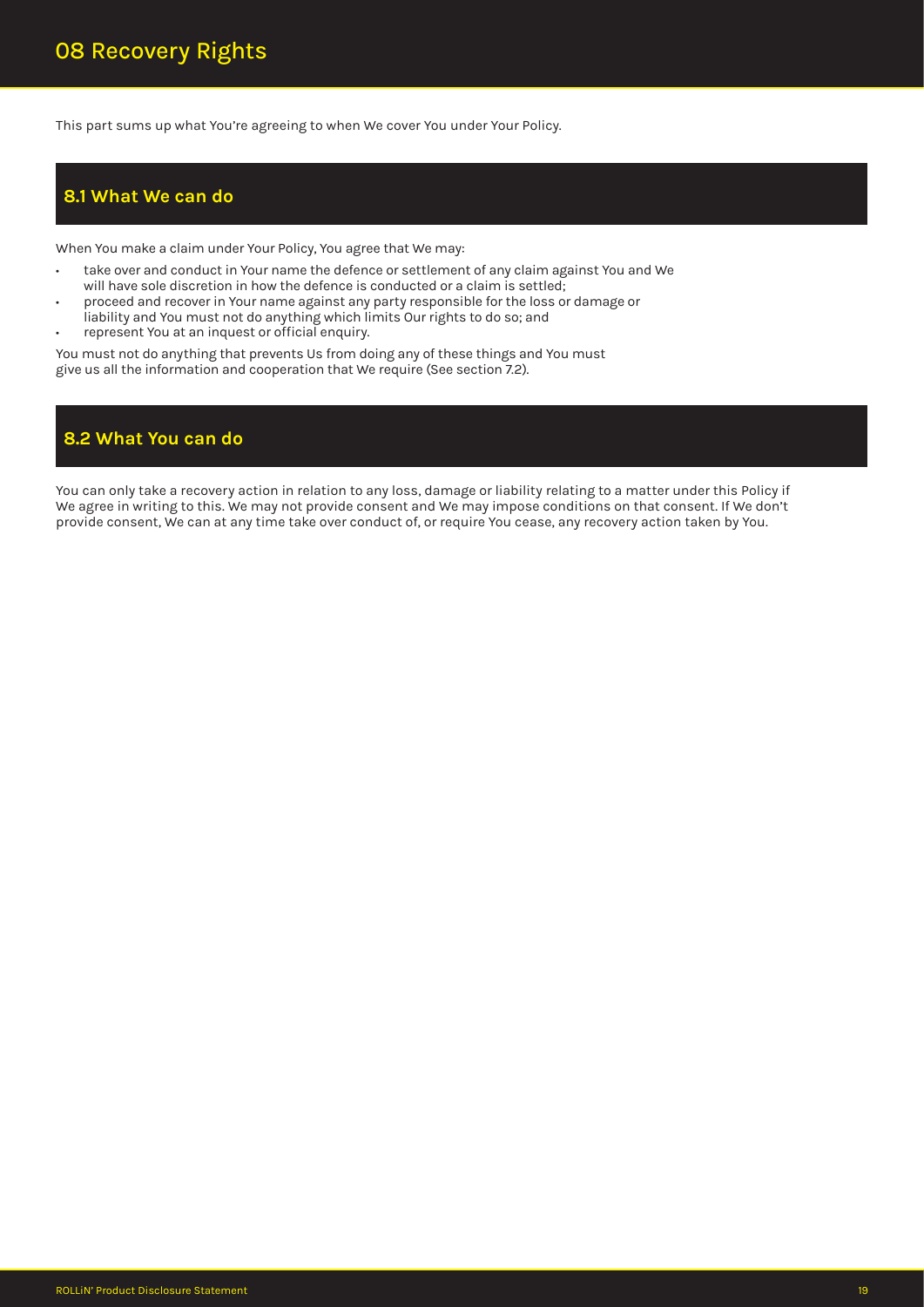# 08 Recovery Rights

This part sums up what You're agreeing to when We cover You under Your Policy.

## 8.1 What We can do

When You make a claim under Your Policy, You agree that We may:

- take over and conduct in Your name the defence or settlement of any claim against You and We will have sole discretion in how the defence is conducted or a claim is settled;
- proceed and recover in Your name against any party responsible for the loss or damage or liability and You must not do anything which limits Our rights to do so; and
- represent You at an inquest or official enquiry.

You must not do anything that prevents Us from doing any of these things and You must give us all the information and cooperation that We require (See section 7.2).

## 8.2 What You can do

You can only take a recovery action in relation to any loss, damage or liability relating to a matter under this Policy if We agree in writing to this. We may not provide consent and We may impose conditions on that consent. If We don't provide consent, We can at any time take over conduct of, or require You cease, any recovery action taken by You.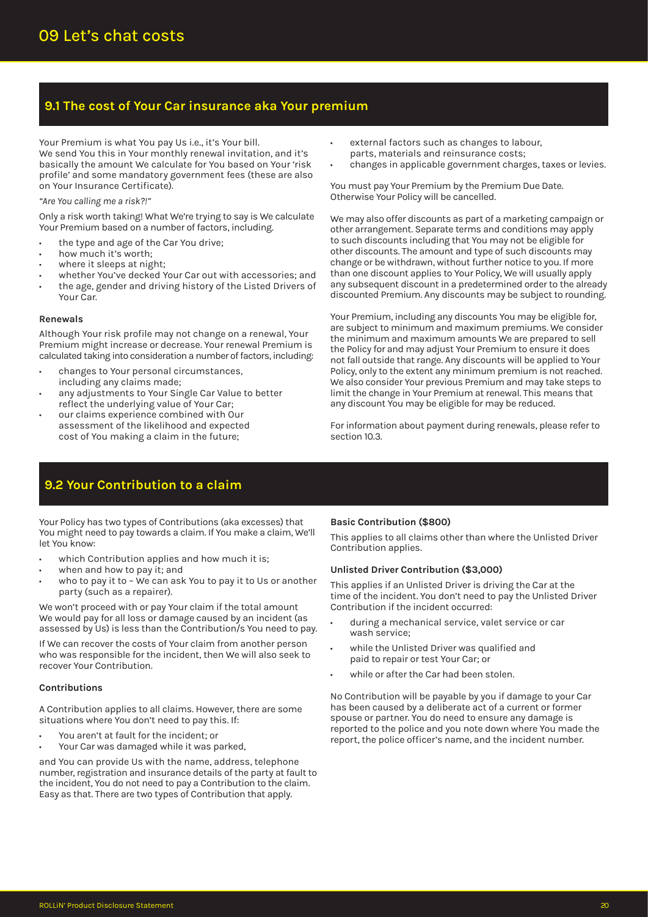# 09 Let's chat costs

## 9.1 The cost of Your Car insurance aka Your premium

Your Premium is what You pay Us i.e., it's Your bill. We send You this in Your monthly renewal invitation, and it's basically the amount We calculate for You based on Your 'risk profile' and some mandatory government fees (these are also on Your Insurance Certificate).

*"Are You calling me a risk?!"*

Only a risk worth taking! What We're trying to say is We calculate Your Premium based on a number of factors, including.

- the type and age of the Car You drive;
- how much it's worth;
- where it sleeps at night;
- whether You've decked Your Car out with accessories; and
- the age, gender and driving history of the Listed Drivers of Your Car.

### Renewals

Although Your risk profile may not change on a renewal, Your Premium might increase or decrease. Your renewal Premium is calculated taking into consideration a number of factors, including:

- changes to Your personal circumstances, including any claims made;
- any adjustments to Your Single Car Value to better reflect the underlying value of Your Car;
- our claims experience combined with Our assessment of the likelihood and expected cost of You making a claim in the future;
- external factors such as changes to labour, parts, materials and reinsurance costs;
- changes in applicable government charges, taxes or levies.

You must pay Your Premium by the Premium Due Date. Otherwise Your Policy will be cancelled.

We may also offer discounts as part of a marketing campaign or other arrangement. Separate terms and conditions may apply to such discounts including that You may not be eligible for other discounts. The amount and type of such discounts may change or be withdrawn, without further notice to you. If more than one discount applies to Your Policy, We will usually apply any subsequent discount in a predetermined order to the already discounted Premium. Any discounts may be subject to rounding.

Your Premium, including any discounts You may be eligible for, are subject to minimum and maximum premiums. We consider the minimum and maximum amounts We are prepared to sell the Policy for and may adjust Your Premium to ensure it does not fall outside that range. Any discounts will be applied to Your Policy, only to the extent any minimum premium is not reached. We also consider Your previous Premium and may take steps to limit the change in Your Premium at renewal. This means that any discount You may be eligible for may be reduced.

For information about payment during renewals, please refer to section 10.3.

## 9.2 Your Contribution to a claim

Your Policy has two types of Contributions (aka excesses) that You might need to pay towards a claim. If You make a claim, We'll let You know:

- which Contribution applies and how much it is;
- when and how to pay it; and
- who to pay it to – We can ask You to pay it to Us or another party (such as a repairer).

We won't proceed with or pay Your claim if the total amount We would pay for all loss or damage caused by an incident (as assessed by Us) is less than the Contribution/s You need to pay.

If We can recover the costs of Your claim from another person who was responsible for the incident, then We will also seek to recover Your Contribution.

### Contributions

A Contribution applies to all claims. However, there are some situations where You don't need to pay this. If:

- You aren't at fault for the incident; or
- Your Car was damaged while it was parked,

and You can provide Us with the name, address, telephone number, registration and insurance details of the party at fault to the incident, You do not need to pay a Contribution to the claim. Easy as that. There are two types of Contribution that apply.

### Basic Contribution ($800)

This applies to all claims other than where the Unlisted Driver Contribution applies.

### Unlisted Driver Contribution ($3,000)

This applies if an Unlisted Driver is driving the Car at the time of the incident. You don't need to pay the Unlisted Driver Contribution if the incident occurred:

- during a mechanical service, valet service or car wash service;
- while the Unlisted Driver was qualified and paid to repair or test Your Car; or
- while or after the Car had been stolen.

No Contribution will be payable by you if damage to your Car has been caused by a deliberate act of a current or former spouse or partner. You do need to ensure any damage is reported to the police and you note down where You made the report, the police officer's name, and the incident number.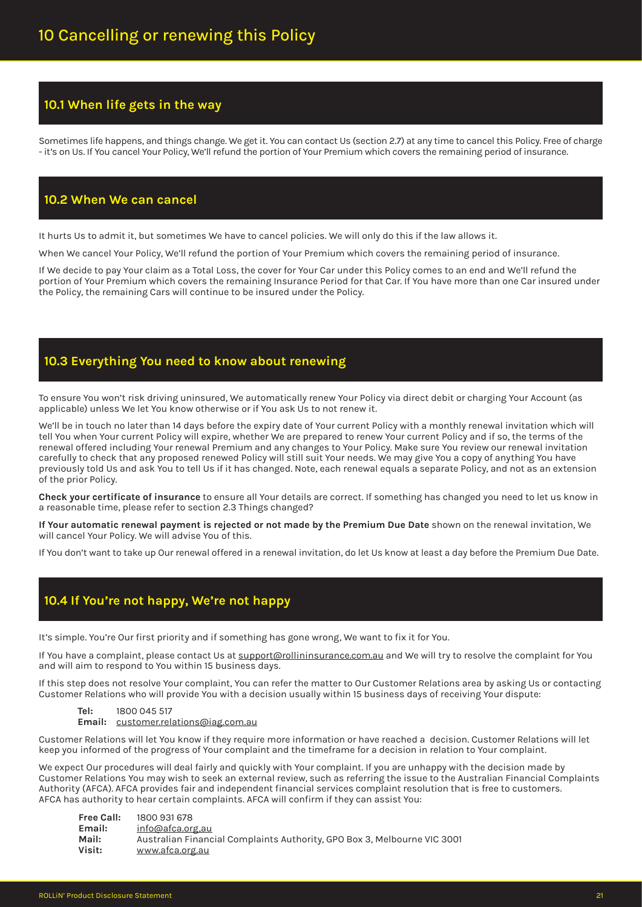# 10 Cancelling or renewing this Policy

## 10.1 When life gets in the way

Sometimes life happens, and things change. We get it. You can contact Us (section 2.7) at any time to cancel this Policy. Free of charge - it's on Us. If You cancel Your Policy, We'll refund the portion of Your Premium which covers the remaining period of insurance.

## 10.2 When We can cancel

It hurts Us to admit it, but sometimes We have to cancel policies. We will only do this if the law allows it.

When We cancel Your Policy, We'll refund the portion of Your Premium which covers the remaining period of insurance.

If We decide to pay Your claim as a Total Loss, the cover for Your Car under this Policy comes to an end and We'll refund the portion of Your Premium which covers the remaining Insurance Period for that Car. If You have more than one Car insured under the Policy, the remaining Cars will continue to be insured under the Policy.

## 10.3 Everything You need to know about renewing

To ensure You won't risk driving uninsured, We automatically renew Your Policy via direct debit or charging Your Account (as applicable) unless We let You know otherwise or if You ask Us to not renew it.

We'll be in touch no later than 14 days before the expiry date of Your current Policy with a monthly renewal invitation which will tell You when Your current Policy will expire, whether We are prepared to renew Your current Policy and if so, the terms of the renewal offered including Your renewal Premium and any changes to Your Policy. Make sure You review our renewal invitation carefully to check that any proposed renewed Policy will still suit Your needs. We may give You a copy of anything You have previously told Us and ask You to tell Us if it has changed. Note, each renewal equals a separate Policy, and not as an extension of the prior Policy.

**Check your certificate of insurance** to ensure all Your details are correct. If something has changed you need to let us know in a reasonable time, please refer to section 2.3 Things changed?

**If Your automatic renewal payment is rejected or not made by the Premium Due Date** shown on the renewal invitation, We will cancel Your Policy. We will advise You of this.

If You don't want to take up Our renewal offered in a renewal invitation, do let Us know at least a day before the Premium Due Date.

## 10.4 If You're not happy, We're not happy

It's simple. You're Our first priority and if something has gone wrong, We want to fix it for You.

If You have a complaint, please contact Us at support@rollininsurance.com.au and We will try to resolve the complaint for You and will aim to respond to You within 15 business days.

If this step does not resolve Your complaint, You can refer the matter to Our Customer Relations area by asking Us or contacting Customer Relations who will provide You with a decision usually within 15 business days of receiving Your dispute:

**Tel:** 1800 045 517
**Email:** customer.relations@iag.com.au

Customer Relations will let You know if they require more information or have reached a decision. Customer Relations will let keep you informed of the progress of Your complaint and the timeframe for a decision in relation to Your complaint.

We expect Our procedures will deal fairly and quickly with Your complaint. If you are unhappy with the decision made by Customer Relations You may wish to seek an external review, such as referring the issue to the Australian Financial Complaints Authority (AFCA). AFCA provides fair and independent financial services complaint resolution that is free to customers. AFCA has authority to hear certain complaints. AFCA will confirm if they can assist You:

**Free Call:** 1800 931 678
**Email:** info@afca.org.au
**Mail:** Australian Financial Complaints Authority, GPO Box 3, Melbourne VIC 3001
**Visit:** www.afca.org.au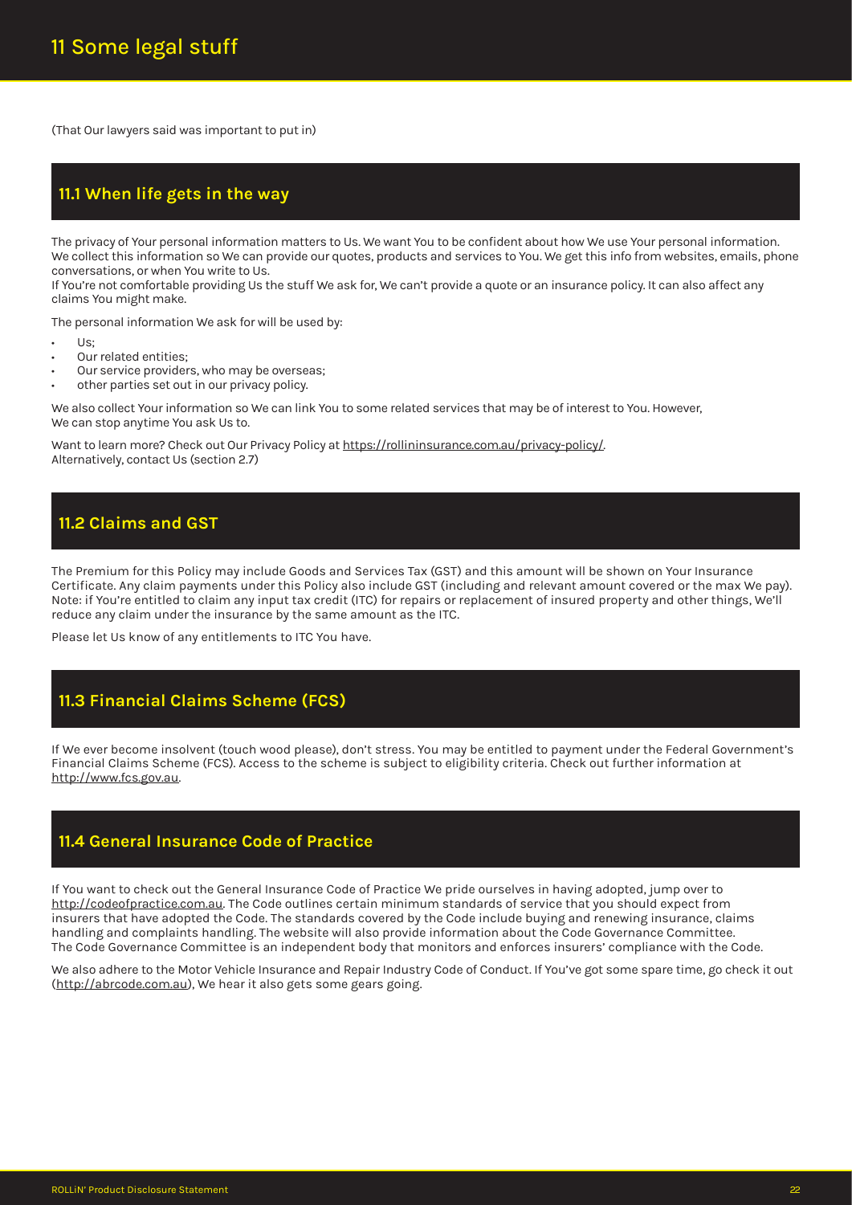# 11 Some legal stuff

(That Our lawyers said was important to put in)

## 11.1 When life gets in the way

The privacy of Your personal information matters to Us. We want You to be confident about how We use Your personal information. We collect this information so We can provide our quotes, products and services to You. We get this info from websites, emails, phone conversations, or when You write to Us.
If You're not comfortable providing Us the stuff We ask for, We can't provide a quote or an insurance policy. It can also affect any claims You might make.

The personal information We ask for will be used by:

- Us;
- Our related entities;
- Our service providers, who may be overseas;
- other parties set out in our privacy policy.

We also collect Your information so We can link You to some related services that may be of interest to You. However, We can stop anytime You ask Us to.

Want to learn more? Check out Our Privacy Policy at https://rollininsurance.com.au/privacy-policy/.
Alternatively, contact Us (section 2.7)

## 11.2 Claims and GST

The Premium for this Policy may include Goods and Services Tax (GST) and this amount will be shown on Your Insurance Certificate. Any claim payments under this Policy also include GST (including and relevant amount covered or the max We pay). Note: if You're entitled to claim any input tax credit (ITC) for repairs or replacement of insured property and other things, We'll reduce any claim under the insurance by the same amount as the ITC.

Please let Us know of any entitlements to ITC You have.

## 11.3 Financial Claims Scheme (FCS)

If We ever become insolvent (touch wood please), don't stress. You may be entitled to payment under the Federal Government's Financial Claims Scheme (FCS). Access to the scheme is subject to eligibility criteria. Check out further information at http://www.fcs.gov.au.

## 11.4 General Insurance Code of Practice

If You want to check out the General Insurance Code of Practice We pride ourselves in having adopted, jump over to http://codeofpractice.com.au. The Code outlines certain minimum standards of service that you should expect from insurers that have adopted the Code. The standards covered by the Code include buying and renewing insurance, claims handling and complaints handling. The website will also provide information about the Code Governance Committee. The Code Governance Committee is an independent body that monitors and enforces insurers' compliance with the Code.

We also adhere to the Motor Vehicle Insurance and Repair Industry Code of Conduct. If You've got some spare time, go check it out (http://abrcode.com.au), We hear it also gets some gears going.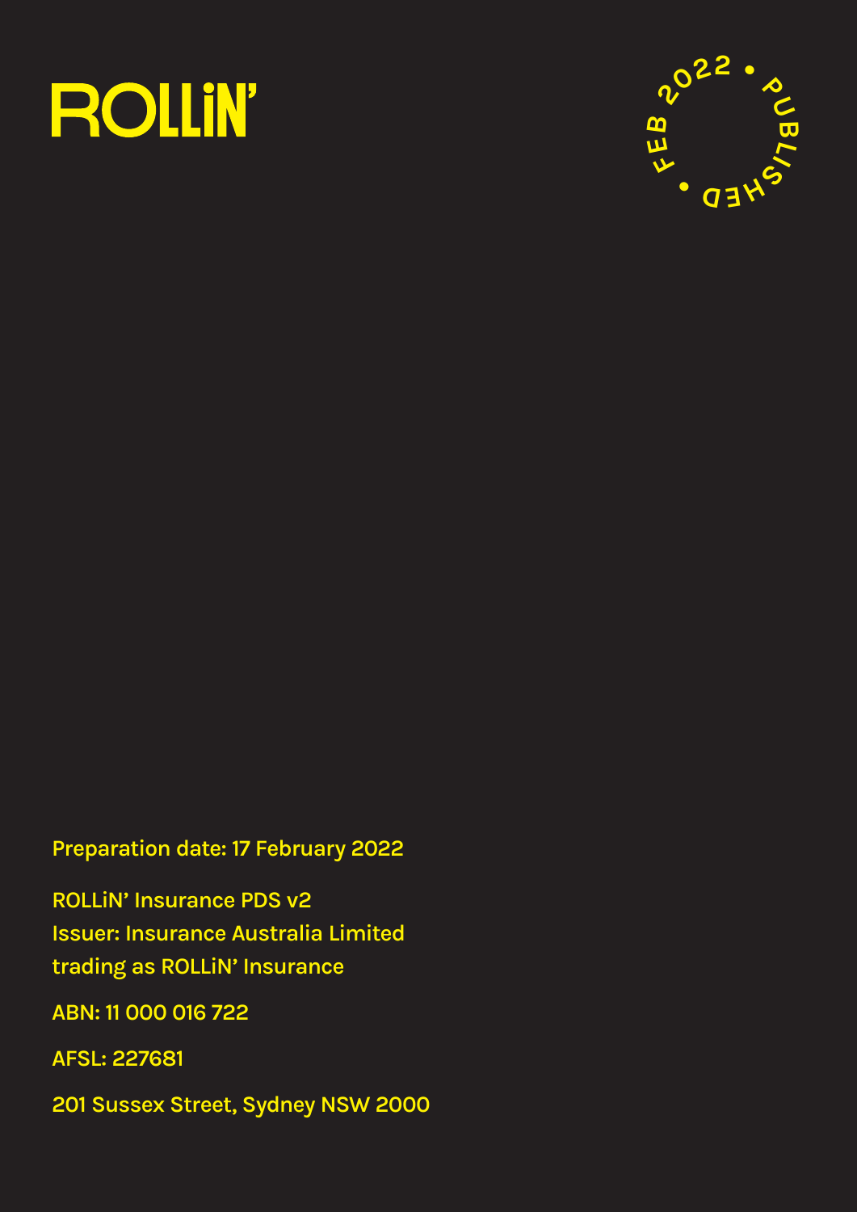# ROLLiN'

FEB 2022 • PUBLISHED •

Preparation date: 17 February 2022

ROLLiN' Insurance PDS v2
Issuer: Insurance Australia Limited
trading as ROLLiN' Insurance

ABN: 11 000 016 722

AFSL: 227681

201 Sussex Street, Sydney NSW 2000